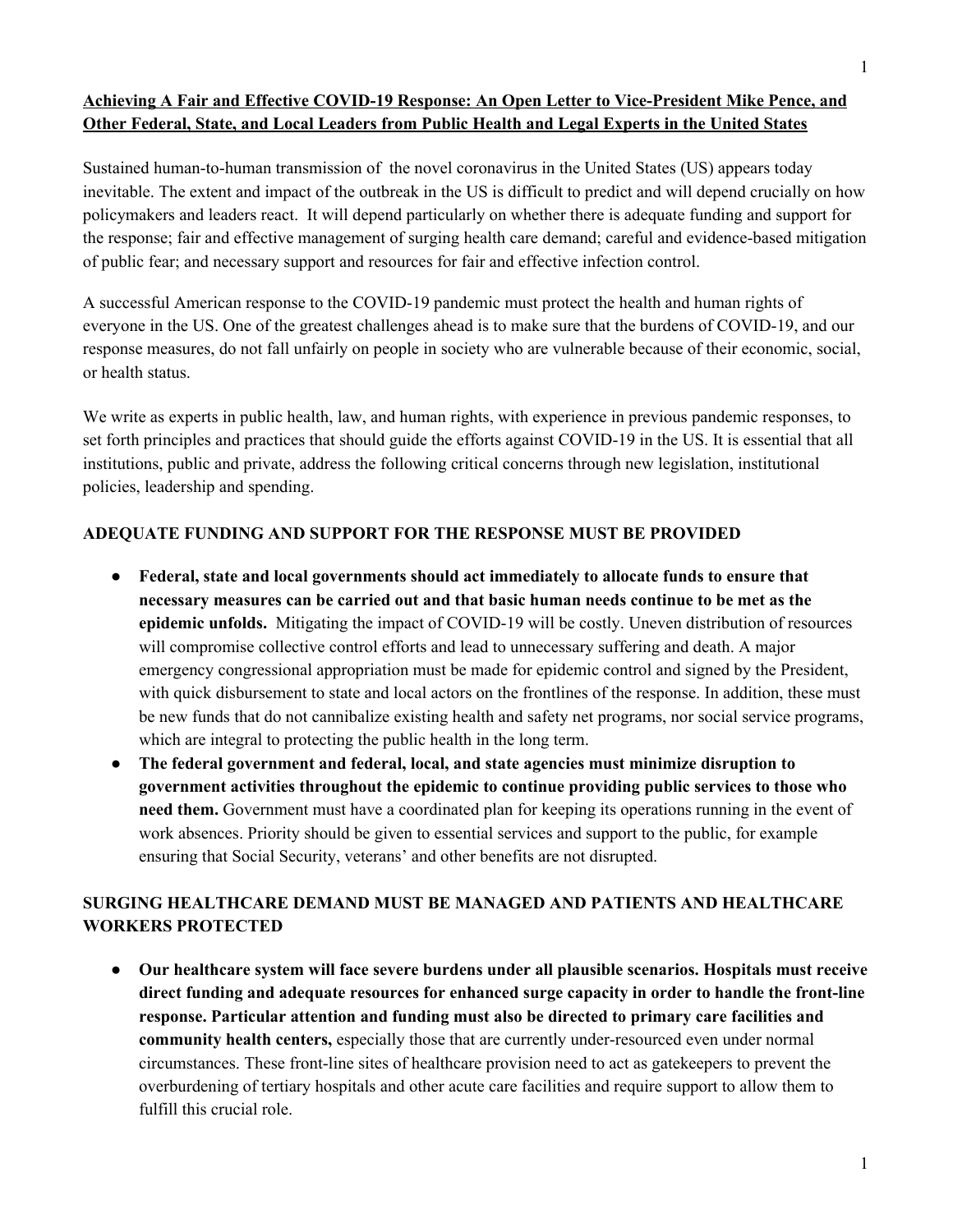**Achieving A Fair and Effective COVID-19 Response: An Open Letter to Vice-President Mike Pence, and Other Federal, State, and Local Leaders from Public Health and Legal Experts in the United States**

Sustained human-to-human transmission of the novel coronavirus in the United States (US) appears today inevitable. The extent and impact of the outbreak in the US is difficult to predict and will depend crucially on how policymakers and leaders react. It will depend particularly on whether there is adequate funding and support for the response; fair and effective management of surging health care demand; careful and evidence-based mitigation of public fear; and necessary support and resources for fair and effective infection control.

A successful American response to the COVID-19 pandemic must protect the health and human rights of everyone in the US. One of the greatest challenges ahead is to make sure that the burdens of COVID-19, and our response measures, do not fall unfairly on people in society who are vulnerable because of their economic, social, or health status.

We write as experts in public health, law, and human rights, with experience in previous pandemic responses, to set forth principles and practices that should guide the efforts against COVID-19 in the US. It is essential that all institutions, public and private, address the following critical concerns through new legislation, institutional policies, leadership and spending.

## ADEQUATE FUNDING AND SUPPORT FOR THE RESPONSE MUST BE PROVIDED

- **Federal, state and local governments should act immediately to allocate funds to ensure that necessary measures can be carried out and that basic human needs continue to be met as the epidemic unfolds.** Mitigating the impact of COVID-19 will be costly. Uneven distribution of resources will compromise collective control efforts and lead to unnecessary suffering and death. A major emergency congressional appropriation must be made for epidemic control and signed by the President, with quick disbursement to state and local actors on the frontlines of the response. In addition, these must be new funds that do not cannibalize existing health and safety net programs, nor social service programs, which are integral to protecting the public health in the long term.
- **The federal government and federal, local, and state agencies must minimize disruption to government activities throughout the epidemic to continue providing public services to those who need them.** Government must have a coordinated plan for keeping its operations running in the event of work absences. Priority should be given to essential services and support to the public, for example ensuring that Social Security, veterans' and other benefits are not disrupted.

## SURGING HEALTHCARE DEMAND MUST BE MANAGED AND PATIENTS AND HEALTHCARE WORKERS PROTECTED

- **Our healthcare system will face severe burdens under all plausible scenarios. Hospitals must receive direct funding and adequate resources for enhanced surge capacity in order to handle the front-line response. Particular attention and funding must also be directed to primary care facilities and community health centers,** especially those that are currently under-resourced even under normal circumstances. These front-line sites of healthcare provision need to act as gatekeepers to prevent the overburdening of tertiary hospitals and other acute care facilities and require support to allow them to fulfill this crucial role.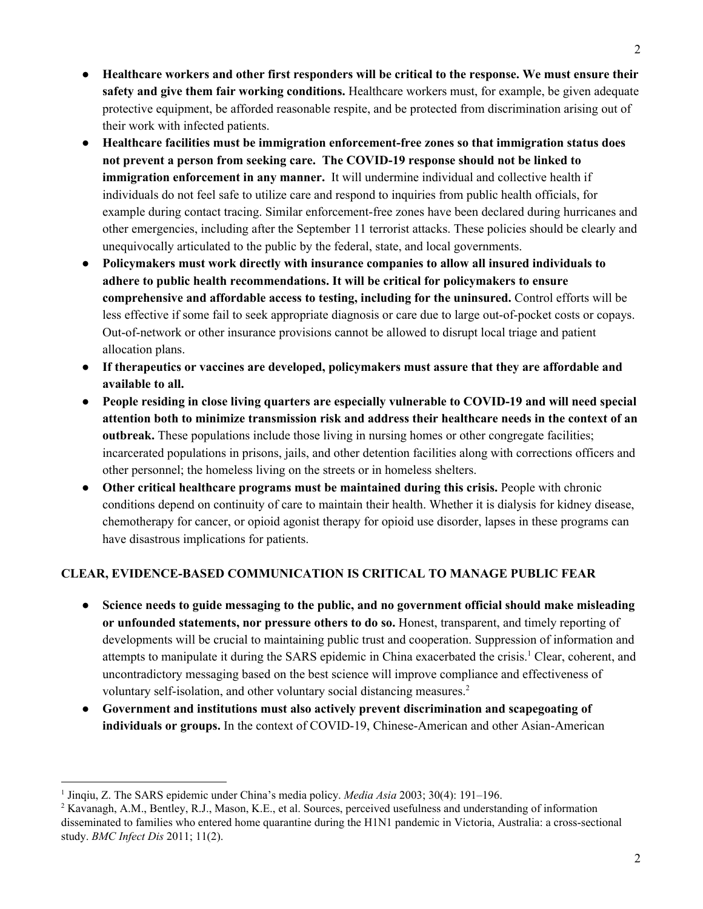- **Healthcare workers and other first responders will be critical to the response. We must ensure their safety and give them fair working conditions.** Healthcare workers must, for example, be given adequate protective equipment, be afforded reasonable respite, and be protected from discrimination arising out of their work with infected patients.
- **Healthcare facilities must be immigration enforcement-free zones so that immigration status does not prevent a person from seeking care. The COVID-19 response should not be linked to immigration enforcement in any manner.** It will undermine individual and collective health if individuals do not feel safe to utilize care and respond to inquiries from public health officials, for example during contact tracing. Similar enforcement-free zones have been declared during hurricanes and other emergencies, including after the September 11 terrorist attacks. These policies should be clearly and unequivocally articulated to the public by the federal, state, and local governments.
- **Policymakers must work directly with insurance companies to allow all insured individuals to adhere to public health recommendations. It will be critical for policymakers to ensure comprehensive and affordable access to testing, including for the uninsured.** Control efforts will be less effective if some fail to seek appropriate diagnosis or care due to large out-of-pocket costs or copays. Out-of-network or other insurance provisions cannot be allowed to disrupt local triage and patient allocation plans.
- **If therapeutics or vaccines are developed, policymakers must assure that they are affordable and available to all.**
- **People residing in close living quarters are especially vulnerable to COVID-19 and will need special attention both to minimize transmission risk and address their healthcare needs in the context of an outbreak.** These populations include those living in nursing homes or other congregate facilities; incarcerated populations in prisons, jails, and other detention facilities along with corrections officers and other personnel; the homeless living on the streets or in homeless shelters.
- **Other critical healthcare programs must be maintained during this crisis.** People with chronic conditions depend on continuity of care to maintain their health. Whether it is dialysis for kidney disease, chemotherapy for cancer, or opioid agonist therapy for opioid use disorder, lapses in these programs can have disastrous implications for patients.

## CLEAR, EVIDENCE-BASED COMMUNICATION IS CRITICAL TO MANAGE PUBLIC FEAR

- **Science needs to guide messaging to the public, and no government official should make misleading or unfounded statements, nor pressure others to do so.** Honest, transparent, and timely reporting of developments will be crucial to maintaining public trust and cooperation. Suppression of information and attempts to manipulate it during the SARS epidemic in China exacerbated the crisis.[1] Clear, coherent, and uncontradictory messaging based on the best science will improve compliance and effectiveness of voluntary self-isolation, and other voluntary social distancing measures.[2]
- **Government and institutions must also actively prevent discrimination and scapegoating of individuals or groups.** In the context of COVID-19, Chinese-American and other Asian-American

[1] Jinqiu, Z. The SARS epidemic under China's media policy. *Media Asia* 2003; 30(4): 191–196.

[2] Kavanagh, A.M., Bentley, R.J., Mason, K.E., et al. Sources, perceived usefulness and understanding of information disseminated to families who entered home quarantine during the H1N1 pandemic in Victoria, Australia: a cross-sectional study. *BMC Infect Dis* 2011; 11(2).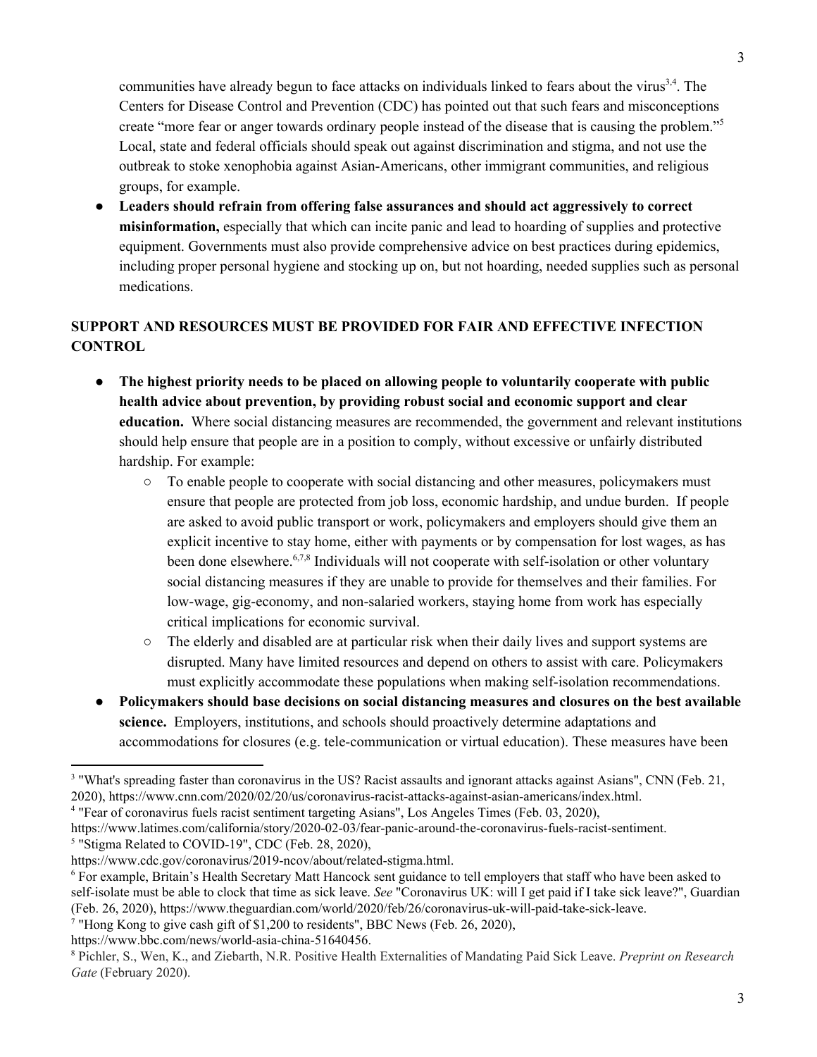communities have already begun to face attacks on individuals linked to fears about the virus[3,4]. The Centers for Disease Control and Prevention (CDC) has pointed out that such fears and misconceptions create "more fear or anger towards ordinary people instead of the disease that is causing the problem."[5] Local, state and federal officials should speak out against discrimination and stigma, and not use the outbreak to stoke xenophobia against Asian-Americans, other immigrant communities, and religious groups, for example.

- **Leaders should refrain from offering false assurances and should act aggressively to correct misinformation,** especially that which can incite panic and lead to hoarding of supplies and protective equipment. Governments must also provide comprehensive advice on best practices during epidemics, including proper personal hygiene and stocking up on, but not hoarding, needed supplies such as personal medications.

## SUPPORT AND RESOURCES MUST BE PROVIDED FOR FAIR AND EFFECTIVE INFECTION CONTROL

- **The highest priority needs to be placed on allowing people to voluntarily cooperate with public health advice about prevention, by providing robust social and economic support and clear education.** Where social distancing measures are recommended, the government and relevant institutions should help ensure that people are in a position to comply, without excessive or unfairly distributed hardship. For example:
    - To enable people to cooperate with social distancing and other measures, policymakers must ensure that people are protected from job loss, economic hardship, and undue burden. If people are asked to avoid public transport or work, policymakers and employers should give them an explicit incentive to stay home, either with payments or by compensation for lost wages, as has been done elsewhere.[6,7,8] Individuals will not cooperate with self-isolation or other voluntary social distancing measures if they are unable to provide for themselves and their families. For low-wage, gig-economy, and non-salaried workers, staying home from work has especially critical implications for economic survival.
    - The elderly and disabled are at particular risk when their daily lives and support systems are disrupted. Many have limited resources and depend on others to assist with care. Policymakers must explicitly accommodate these populations when making self-isolation recommendations.
- **Policymakers should base decisions on social distancing measures and closures on the best available science.** Employers, institutions, and schools should proactively determine adaptations and accommodations for closures (e.g. tele-communication or virtual education). These measures have been

---

[3] "What's spreading faster than coronavirus in the US? Racist assaults and ignorant attacks against Asians", CNN (Feb. 21, 2020), https://www.cnn.com/2020/02/20/us/coronavirus-racist-attacks-against-asian-americans/index.html.

[4] "Fear of coronavirus fuels racist sentiment targeting Asians", Los Angeles Times (Feb. 03, 2020), https://www.latimes.com/california/story/2020-02-03/fear-panic-around-the-coronavirus-fuels-racist-sentiment.

[5] "Stigma Related to COVID-19", CDC (Feb. 28, 2020), https://www.cdc.gov/coronavirus/2019-ncov/about/related-stigma.html.

[6] For example, Britain's Health Secretary Matt Hancock sent guidance to tell employers that staff who have been asked to self-isolate must be able to clock that time as sick leave. *See* "Coronavirus UK: will I get paid if I take sick leave?", Guardian (Feb. 26, 2020), https://www.theguardian.com/world/2020/feb/26/coronavirus-uk-will-paid-take-sick-leave.

[7] "Hong Kong to give cash gift of $1,200 to residents", BBC News (Feb. 26, 2020), https://www.bbc.com/news/world-asia-china-51640456.

[8] Pichler, S., Wen, K., and Ziebarth, N.R. Positive Health Externalities of Mandating Paid Sick Leave. *Preprint on Research Gate* (February 2020).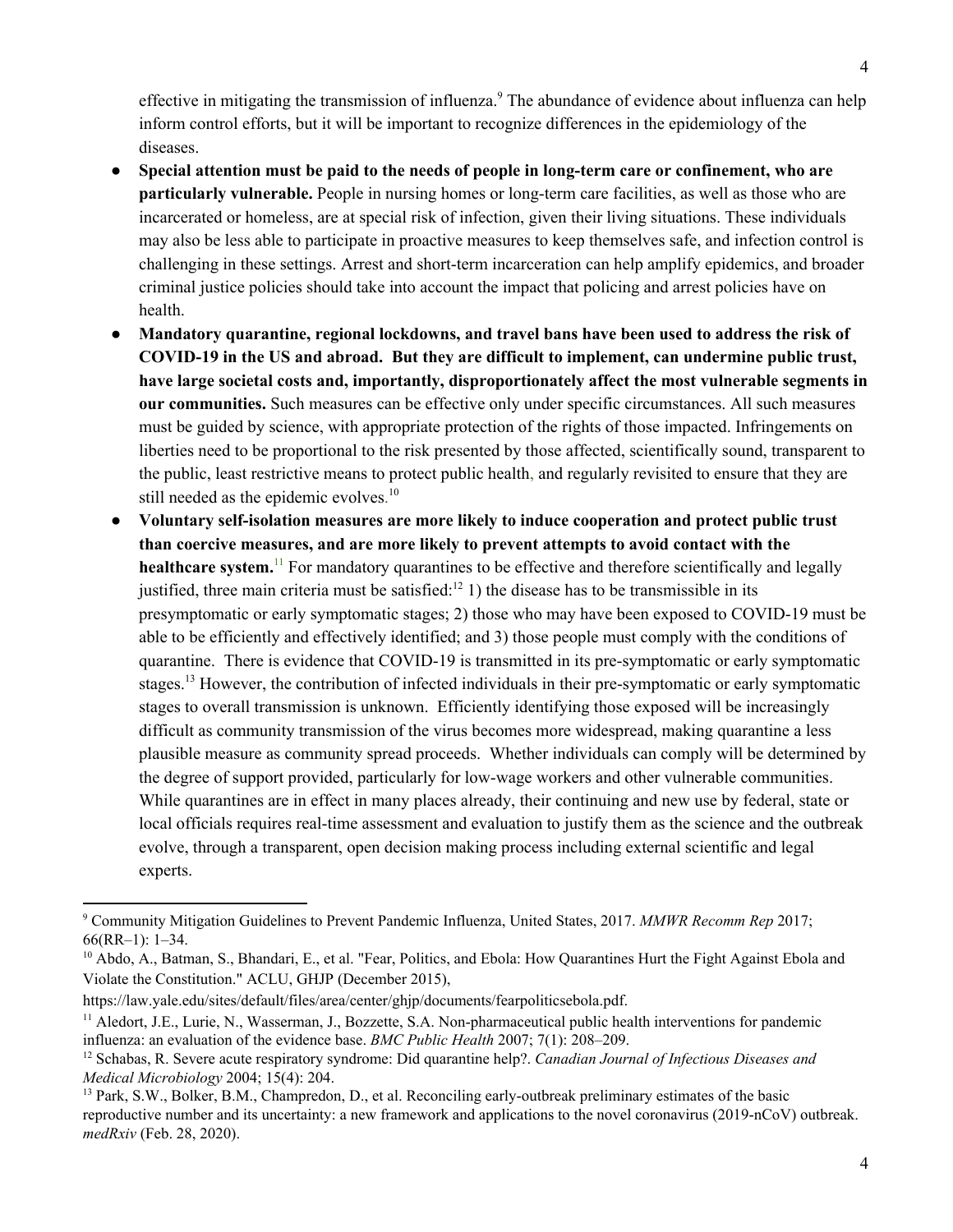effective in mitigating the transmission of influenza.[9] The abundance of evidence about influenza can help inform control efforts, but it will be important to recognize differences in the epidemiology of the diseases.

- **Special attention must be paid to the needs of people in long-term care or confinement, who are particularly vulnerable.** People in nursing homes or long-term care facilities, as well as those who are incarcerated or homeless, are at special risk of infection, given their living situations. These individuals may also be less able to participate in proactive measures to keep themselves safe, and infection control is challenging in these settings. Arrest and short-term incarceration can help amplify epidemics, and broader criminal justice policies should take into account the impact that policing and arrest policies have on health.
- **Mandatory quarantine, regional lockdowns, and travel bans have been used to address the risk of COVID-19 in the US and abroad. But they are difficult to implement, can undermine public trust, have large societal costs and, importantly, disproportionately affect the most vulnerable segments in our communities.** Such measures can be effective only under specific circumstances. All such measures must be guided by science, with appropriate protection of the rights of those impacted. Infringements on liberties need to be proportional to the risk presented by those affected, scientifically sound, transparent to the public, least restrictive means to protect public health, and regularly revisited to ensure that they are still needed as the epidemic evolves.[10]
- **Voluntary self-isolation measures are more likely to induce cooperation and protect public trust than coercive measures, and are more likely to prevent attempts to avoid contact with the healthcare system.**[11] For mandatory quarantines to be effective and therefore scientifically and legally justified, three main criteria must be satisfied:[12] 1) the disease has to be transmissible in its presymptomatic or early symptomatic stages; 2) those who may have been exposed to COVID-19 must be able to be efficiently and effectively identified; and 3) those people must comply with the conditions of quarantine. There is evidence that COVID-19 is transmitted in its pre-symptomatic or early symptomatic stages.[13] However, the contribution of infected individuals in their pre-symptomatic or early symptomatic stages to overall transmission is unknown. Efficiently identifying those exposed will be increasingly difficult as community transmission of the virus becomes more widespread, making quarantine a less plausible measure as community spread proceeds. Whether individuals can comply will be determined by the degree of support provided, particularly for low-wage workers and other vulnerable communities. While quarantines are in effect in many places already, their continuing and new use by federal, state or local officials requires real-time assessment and evaluation to justify them as the science and the outbreak evolve, through a transparent, open decision making process including external scientific and legal experts.

---

[9] Community Mitigation Guidelines to Prevent Pandemic Influenza, United States, 2017. *MMWR Recomm Rep* 2017; 66(RR–1): 1–34.

[10] Abdo, A., Batman, S., Bhandari, E., et al. "Fear, Politics, and Ebola: How Quarantines Hurt the Fight Against Ebola and Violate the Constitution." ACLU, GHJP (December 2015), https://law.yale.edu/sites/default/files/area/center/ghjp/documents/fearpoliticsebola.pdf.

[11] Aledort, J.E., Lurie, N., Wasserman, J., Bozzette, S.A. Non-pharmaceutical public health interventions for pandemic influenza: an evaluation of the evidence base. *BMC Public Health* 2007; 7(1): 208–209.

[12] Schabas, R. Severe acute respiratory syndrome: Did quarantine help?. *Canadian Journal of Infectious Diseases and Medical Microbiology* 2004; 15(4): 204.

[13] Park, S.W., Bolker, B.M., Champredon, D., et al. Reconciling early-outbreak preliminary estimates of the basic reproductive number and its uncertainty: a new framework and applications to the novel coronavirus (2019-nCoV) outbreak. *medRxiv* (Feb. 28, 2020).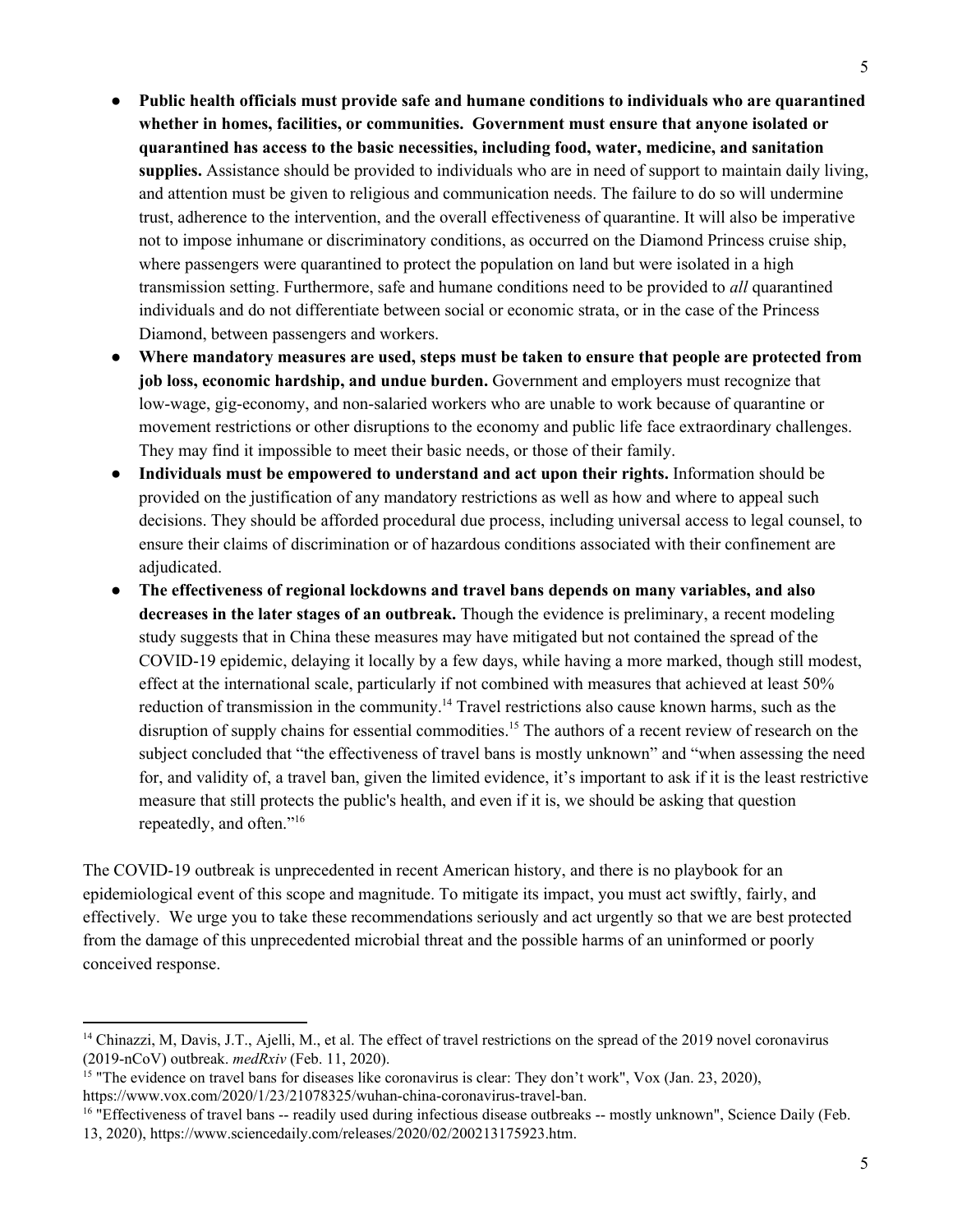- **Public health officials must provide safe and humane conditions to individuals who are quarantined whether in homes, facilities, or communities. Government must ensure that anyone isolated or quarantined has access to the basic necessities, including food, water, medicine, and sanitation supplies.** Assistance should be provided to individuals who are in need of support to maintain daily living, and attention must be given to religious and communication needs. The failure to do so will undermine trust, adherence to the intervention, and the overall effectiveness of quarantine. It will also be imperative not to impose inhumane or discriminatory conditions, as occurred on the Diamond Princess cruise ship, where passengers were quarantined to protect the population on land but were isolated in a high transmission setting. Furthermore, safe and humane conditions need to be provided to *all* quarantined individuals and do not differentiate between social or economic strata, or in the case of the Princess Diamond, between passengers and workers.
- **Where mandatory measures are used, steps must be taken to ensure that people are protected from job loss, economic hardship, and undue burden.** Government and employers must recognize that low-wage, gig-economy, and non-salaried workers who are unable to work because of quarantine or movement restrictions or other disruptions to the economy and public life face extraordinary challenges. They may find it impossible to meet their basic needs, or those of their family.
- **Individuals must be empowered to understand and act upon their rights.** Information should be provided on the justification of any mandatory restrictions as well as how and where to appeal such decisions. They should be afforded procedural due process, including universal access to legal counsel, to ensure their claims of discrimination or of hazardous conditions associated with their confinement are adjudicated.
- **The effectiveness of regional lockdowns and travel bans depends on many variables, and also decreases in the later stages of an outbreak.** Though the evidence is preliminary, a recent modeling study suggests that in China these measures may have mitigated but not contained the spread of the COVID-19 epidemic, delaying it locally by a few days, while having a more marked, though still modest, effect at the international scale, particularly if not combined with measures that achieved at least 50% reduction of transmission in the community.[14] Travel restrictions also cause known harms, such as the disruption of supply chains for essential commodities.[15] The authors of a recent review of research on the subject concluded that "the effectiveness of travel bans is mostly unknown" and "when assessing the need for, and validity of, a travel ban, given the limited evidence, it's important to ask if it is the least restrictive measure that still protects the public's health, and even if it is, we should be asking that question repeatedly, and often."[16]

The COVID-19 outbreak is unprecedented in recent American history, and there is no playbook for an epidemiological event of this scope and magnitude. To mitigate its impact, you must act swiftly, fairly, and effectively. We urge you to take these recommendations seriously and act urgently so that we are best protected from the damage of this unprecedented microbial threat and the possible harms of an uninformed or poorly conceived response.

---

[14] Chinazzi, M, Davis, J.T., Ajelli, M., et al. The effect of travel restrictions on the spread of the 2019 novel coronavirus (2019-nCoV) outbreak. *medRxiv* (Feb. 11, 2020).

[15] "The evidence on travel bans for diseases like coronavirus is clear: They don't work", Vox (Jan. 23, 2020), https://www.vox.com/2020/1/23/21078325/wuhan-china-coronavirus-travel-ban.

[16] "Effectiveness of travel bans -- readily used during infectious disease outbreaks -- mostly unknown", Science Daily (Feb. 13, 2020), https://www.sciencedaily.com/releases/2020/02/200213175923.htm.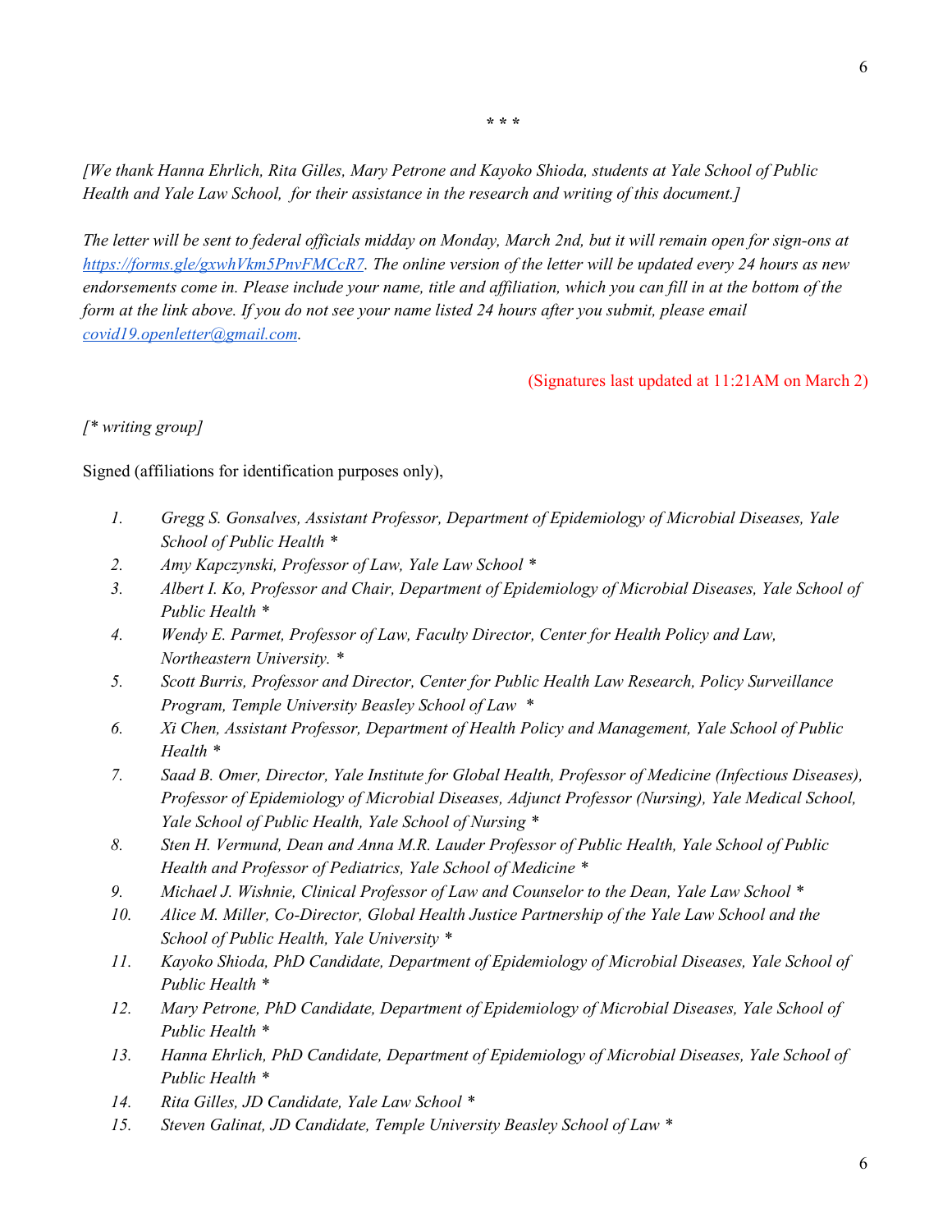\* \* \*

*[We thank Hanna Ehrlich, Rita Gilles, Mary Petrone and Kayoko Shioda, students at Yale School of Public Health and Yale Law School, for their assistance in the research and writing of this document.]*

*The letter will be sent to federal officials midday on Monday, March 2nd, but it will remain open for sign-ons at [https://forms.gle/gxwhVkm5PnvFMCcR7](https://forms.gle/gxwhVkm5PnvFMCcR7). The online version of the letter will be updated every 24 hours as new endorsements come in. Please include your name, title and affiliation, which you can fill in at the bottom of the form at the link above. If you do not see your name listed 24 hours after you submit, please email [covid19.openletter@gmail.com](mailto:covid19.openletter@gmail.com).*

(Signatures last updated at 11:21AM on March 2)

*[\* writing group]*

Signed (affiliations for identification purposes only),

1. *Gregg S. Gonsalves, Assistant Professor, Department of Epidemiology of Microbial Diseases, Yale School of Public Health \**
2. *Amy Kapczynski, Professor of Law, Yale Law School \**
3. *Albert I. Ko, Professor and Chair, Department of Epidemiology of Microbial Diseases, Yale School of Public Health \**
4. *Wendy E. Parmet, Professor of Law, Faculty Director, Center for Health Policy and Law, Northeastern University. \**
5. *Scott Burris, Professor and Director, Center for Public Health Law Research, Policy Surveillance Program, Temple University Beasley School of Law \**
6. *Xi Chen, Assistant Professor, Department of Health Policy and Management, Yale School of Public Health \**
7. *Saad B. Omer, Director, Yale Institute for Global Health, Professor of Medicine (Infectious Diseases), Professor of Epidemiology of Microbial Diseases, Adjunct Professor (Nursing), Yale Medical School, Yale School of Public Health, Yale School of Nursing \**
8. *Sten H. Vermund, Dean and Anna M.R. Lauder Professor of Public Health, Yale School of Public Health and Professor of Pediatrics, Yale School of Medicine \**
9. *Michael J. Wishnie, Clinical Professor of Law and Counselor to the Dean, Yale Law School \**
10. *Alice M. Miller, Co-Director, Global Health Justice Partnership of the Yale Law School and the School of Public Health, Yale University \**
11. *Kayoko Shioda, PhD Candidate, Department of Epidemiology of Microbial Diseases, Yale School of Public Health \**
12. *Mary Petrone, PhD Candidate, Department of Epidemiology of Microbial Diseases, Yale School of Public Health \**
13. *Hanna Ehrlich, PhD Candidate, Department of Epidemiology of Microbial Diseases, Yale School of Public Health \**
14. *Rita Gilles, JD Candidate, Yale Law School \**
15. *Steven Galinat, JD Candidate, Temple University Beasley School of Law \**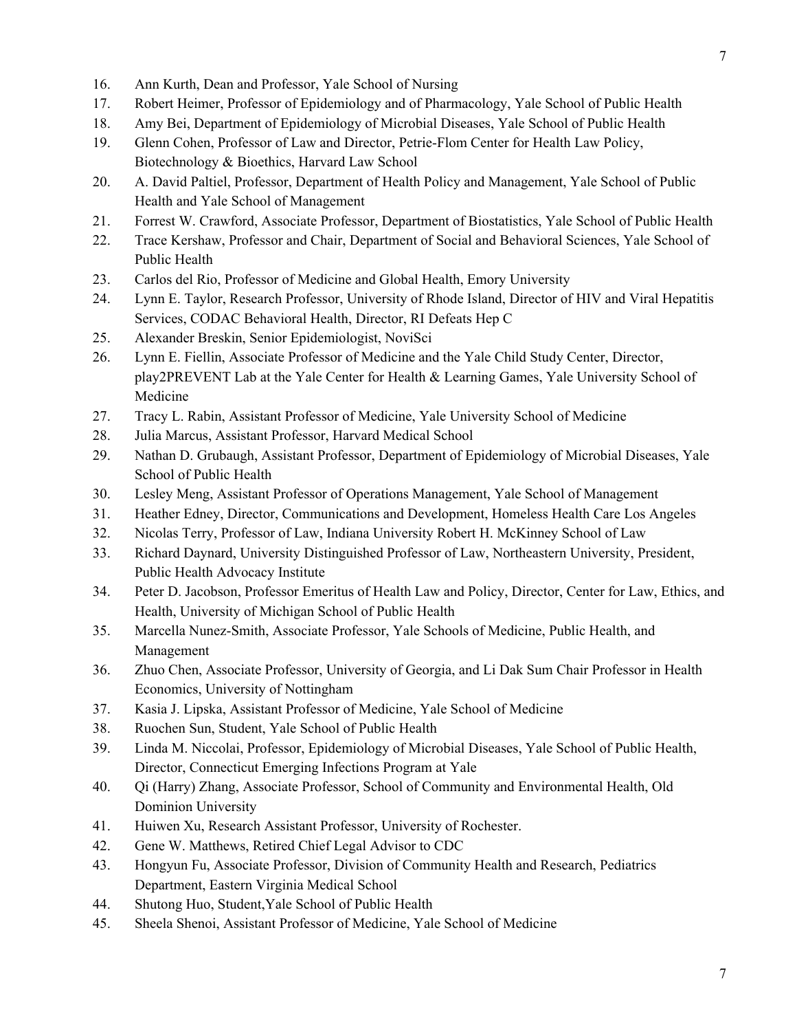16. Ann Kurth, Dean and Professor, Yale School of Nursing
17. Robert Heimer, Professor of Epidemiology and of Pharmacology, Yale School of Public Health
18. Amy Bei, Department of Epidemiology of Microbial Diseases, Yale School of Public Health
19. Glenn Cohen, Professor of Law and Director, Petrie-Flom Center for Health Law Policy, Biotechnology & Bioethics, Harvard Law School
20. A. David Paltiel, Professor, Department of Health Policy and Management, Yale School of Public Health and Yale School of Management
21. Forrest W. Crawford, Associate Professor, Department of Biostatistics, Yale School of Public Health
22. Trace Kershaw, Professor and Chair, Department of Social and Behavioral Sciences, Yale School of Public Health
23. Carlos del Rio, Professor of Medicine and Global Health, Emory University
24. Lynn E. Taylor, Research Professor, University of Rhode Island, Director of HIV and Viral Hepatitis Services, CODAC Behavioral Health, Director, RI Defeats Hep C
25. Alexander Breskin, Senior Epidemiologist, NoviSci
26. Lynn E. Fiellin, Associate Professor of Medicine and the Yale Child Study Center, Director, play2PREVENT Lab at the Yale Center for Health & Learning Games, Yale University School of Medicine
27. Tracy L. Rabin, Assistant Professor of Medicine, Yale University School of Medicine
28. Julia Marcus, Assistant Professor, Harvard Medical School
29. Nathan D. Grubaugh, Assistant Professor, Department of Epidemiology of Microbial Diseases, Yale School of Public Health
30. Lesley Meng, Assistant Professor of Operations Management, Yale School of Management
31. Heather Edney, Director, Communications and Development, Homeless Health Care Los Angeles
32. Nicolas Terry, Professor of Law, Indiana University Robert H. McKinney School of Law
33. Richard Daynard, University Distinguished Professor of Law, Northeastern University, President, Public Health Advocacy Institute
34. Peter D. Jacobson, Professor Emeritus of Health Law and Policy, Director, Center for Law, Ethics, and Health, University of Michigan School of Public Health
35. Marcella Nunez-Smith, Associate Professor, Yale Schools of Medicine, Public Health, and Management
36. Zhuo Chen, Associate Professor, University of Georgia, and Li Dak Sum Chair Professor in Health Economics, University of Nottingham
37. Kasia J. Lipska, Assistant Professor of Medicine, Yale School of Medicine
38. Ruochen Sun, Student, Yale School of Public Health
39. Linda M. Niccolai, Professor, Epidemiology of Microbial Diseases, Yale School of Public Health, Director, Connecticut Emerging Infections Program at Yale
40. Qi (Harry) Zhang, Associate Professor, School of Community and Environmental Health, Old Dominion University
41. Huiwen Xu, Research Assistant Professor, University of Rochester.
42. Gene W. Matthews, Retired Chief Legal Advisor to CDC
43. Hongyun Fu, Associate Professor, Division of Community Health and Research, Pediatrics Department, Eastern Virginia Medical School
44. Shutong Huo, Student,Yale School of Public Health
45. Sheela Shenoi, Assistant Professor of Medicine, Yale School of Medicine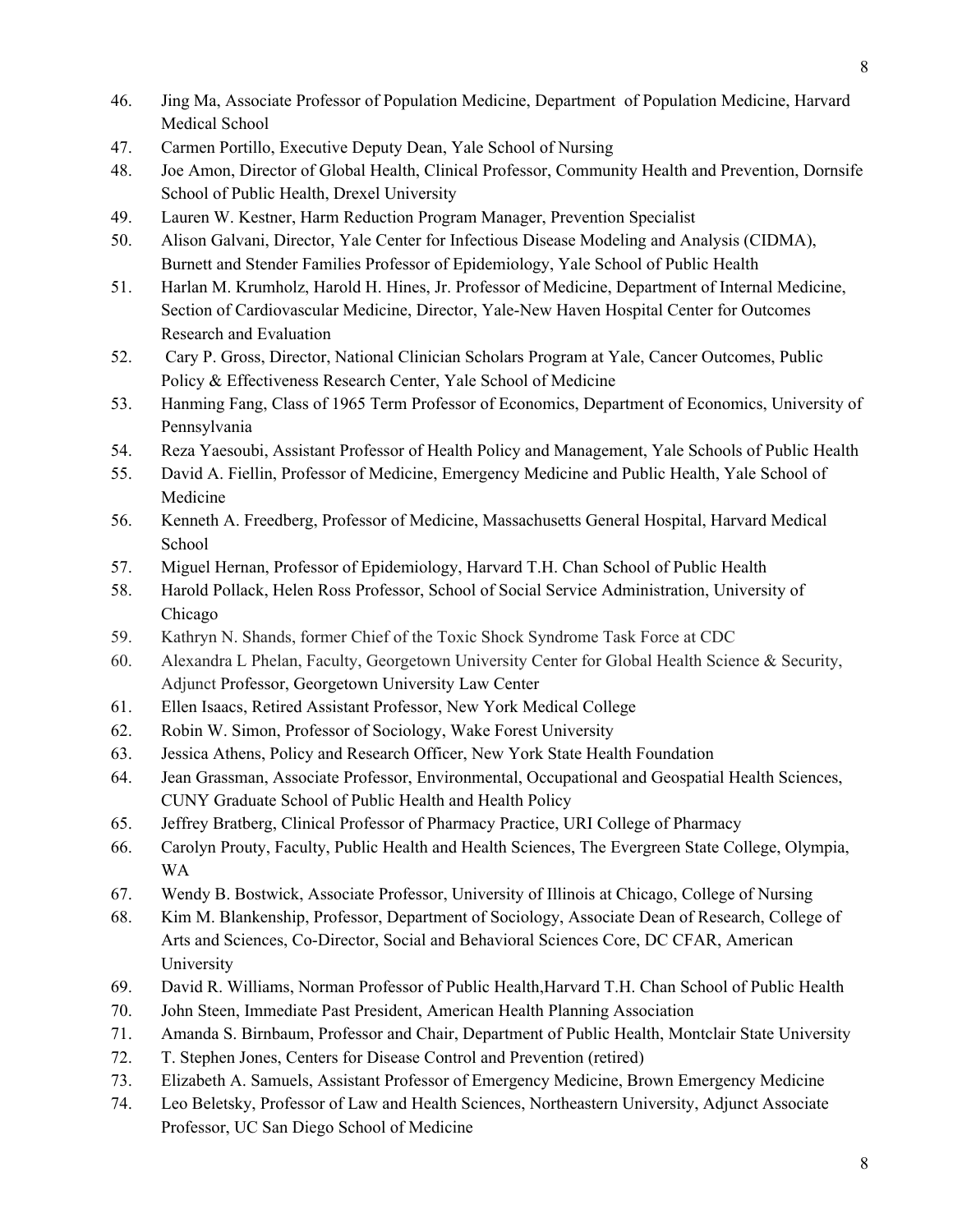46. Jing Ma, Associate Professor of Population Medicine, Department of Population Medicine, Harvard Medical School
47. Carmen Portillo, Executive Deputy Dean, Yale School of Nursing
48. Joe Amon, Director of Global Health, Clinical Professor, Community Health and Prevention, Dornsife School of Public Health, Drexel University
49. Lauren W. Kestner, Harm Reduction Program Manager, Prevention Specialist
50. Alison Galvani, Director, Yale Center for Infectious Disease Modeling and Analysis (CIDMA), Burnett and Stender Families Professor of Epidemiology, Yale School of Public Health
51. Harlan M. Krumholz, Harold H. Hines, Jr. Professor of Medicine, Department of Internal Medicine, Section of Cardiovascular Medicine, Director, Yale-New Haven Hospital Center for Outcomes Research and Evaluation
52. Cary P. Gross, Director, National Clinician Scholars Program at Yale, Cancer Outcomes, Public Policy & Effectiveness Research Center, Yale School of Medicine
53. Hanming Fang, Class of 1965 Term Professor of Economics, Department of Economics, University of Pennsylvania
54. Reza Yaesoubi, Assistant Professor of Health Policy and Management, Yale Schools of Public Health
55. David A. Fiellin, Professor of Medicine, Emergency Medicine and Public Health, Yale School of Medicine
56. Kenneth A. Freedberg, Professor of Medicine, Massachusetts General Hospital, Harvard Medical School
57. Miguel Hernan, Professor of Epidemiology, Harvard T.H. Chan School of Public Health
58. Harold Pollack, Helen Ross Professor, School of Social Service Administration, University of Chicago
59. Kathryn N. Shands, former Chief of the Toxic Shock Syndrome Task Force at CDC
60. Alexandra L Phelan, Faculty, Georgetown University Center for Global Health Science & Security, Adjunct Professor, Georgetown University Law Center
61. Ellen Isaacs, Retired Assistant Professor, New York Medical College
62. Robin W. Simon, Professor of Sociology, Wake Forest University
63. Jessica Athens, Policy and Research Officer, New York State Health Foundation
64. Jean Grassman, Associate Professor, Environmental, Occupational and Geospatial Health Sciences, CUNY Graduate School of Public Health and Health Policy
65. Jeffrey Bratberg, Clinical Professor of Pharmacy Practice, URI College of Pharmacy
66. Carolyn Prouty, Faculty, Public Health and Health Sciences, The Evergreen State College, Olympia, WA
67. Wendy B. Bostwick, Associate Professor, University of Illinois at Chicago, College of Nursing
68. Kim M. Blankenship, Professor, Department of Sociology, Associate Dean of Research, College of Arts and Sciences, Co-Director, Social and Behavioral Sciences Core, DC CFAR, American University
69. David R. Williams, Norman Professor of Public Health,Harvard T.H. Chan School of Public Health
70. John Steen, Immediate Past President, American Health Planning Association
71. Amanda S. Birnbaum, Professor and Chair, Department of Public Health, Montclair State University
72. T. Stephen Jones, Centers for Disease Control and Prevention (retired)
73. Elizabeth A. Samuels, Assistant Professor of Emergency Medicine, Brown Emergency Medicine
74. Leo Beletsky, Professor of Law and Health Sciences, Northeastern University, Adjunct Associate Professor, UC San Diego School of Medicine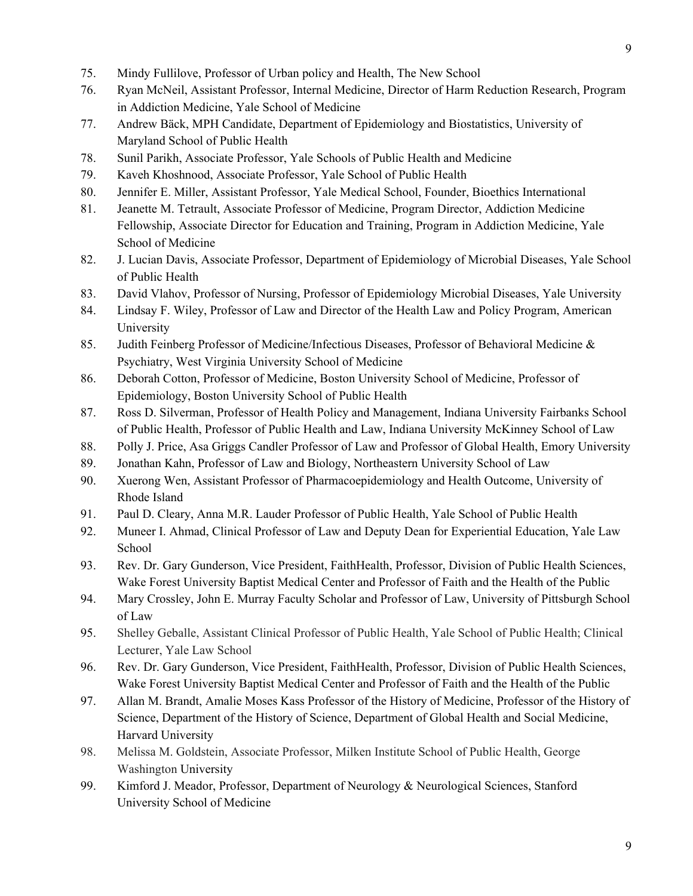75. Mindy Fullilove, Professor of Urban policy and Health, The New School
76. Ryan McNeil, Assistant Professor, Internal Medicine, Director of Harm Reduction Research, Program in Addiction Medicine, Yale School of Medicine
77. Andrew Bäck, MPH Candidate, Department of Epidemiology and Biostatistics, University of Maryland School of Public Health
78. Sunil Parikh, Associate Professor, Yale Schools of Public Health and Medicine
79. Kaveh Khoshnood, Associate Professor, Yale School of Public Health
80. Jennifer E. Miller, Assistant Professor, Yale Medical School, Founder, Bioethics International
81. Jeanette M. Tetrault, Associate Professor of Medicine, Program Director, Addiction Medicine Fellowship, Associate Director for Education and Training, Program in Addiction Medicine, Yale School of Medicine
82. J. Lucian Davis, Associate Professor, Department of Epidemiology of Microbial Diseases, Yale School of Public Health
83. David Vlahov, Professor of Nursing, Professor of Epidemiology Microbial Diseases, Yale University
84. Lindsay F. Wiley, Professor of Law and Director of the Health Law and Policy Program, American University
85. Judith Feinberg Professor of Medicine/Infectious Diseases, Professor of Behavioral Medicine & Psychiatry, West Virginia University School of Medicine
86. Deborah Cotton, Professor of Medicine, Boston University School of Medicine, Professor of Epidemiology, Boston University School of Public Health
87. Ross D. Silverman, Professor of Health Policy and Management, Indiana University Fairbanks School of Public Health, Professor of Public Health and Law, Indiana University McKinney School of Law
88. Polly J. Price, Asa Griggs Candler Professor of Law and Professor of Global Health, Emory University
89. Jonathan Kahn, Professor of Law and Biology, Northeastern University School of Law
90. Xuerong Wen, Assistant Professor of Pharmacoepidemiology and Health Outcome, University of Rhode Island
91. Paul D. Cleary, Anna M.R. Lauder Professor of Public Health, Yale School of Public Health
92. Muneer I. Ahmad, Clinical Professor of Law and Deputy Dean for Experiential Education, Yale Law School
93. Rev. Dr. Gary Gunderson, Vice President, FaithHealth, Professor, Division of Public Health Sciences, Wake Forest University Baptist Medical Center and Professor of Faith and the Health of the Public
94. Mary Crossley, John E. Murray Faculty Scholar and Professor of Law, University of Pittsburgh School of Law
95. Shelley Geballe, Assistant Clinical Professor of Public Health, Yale School of Public Health; Clinical Lecturer, Yale Law School
96. Rev. Dr. Gary Gunderson, Vice President, FaithHealth, Professor, Division of Public Health Sciences, Wake Forest University Baptist Medical Center and Professor of Faith and the Health of the Public
97. Allan M. Brandt, Amalie Moses Kass Professor of the History of Medicine, Professor of the History of Science, Department of the History of Science, Department of Global Health and Social Medicine, Harvard University
98. Melissa M. Goldstein, Associate Professor, Milken Institute School of Public Health, George Washington University
99. Kimford J. Meador, Professor, Department of Neurology & Neurological Sciences, Stanford University School of Medicine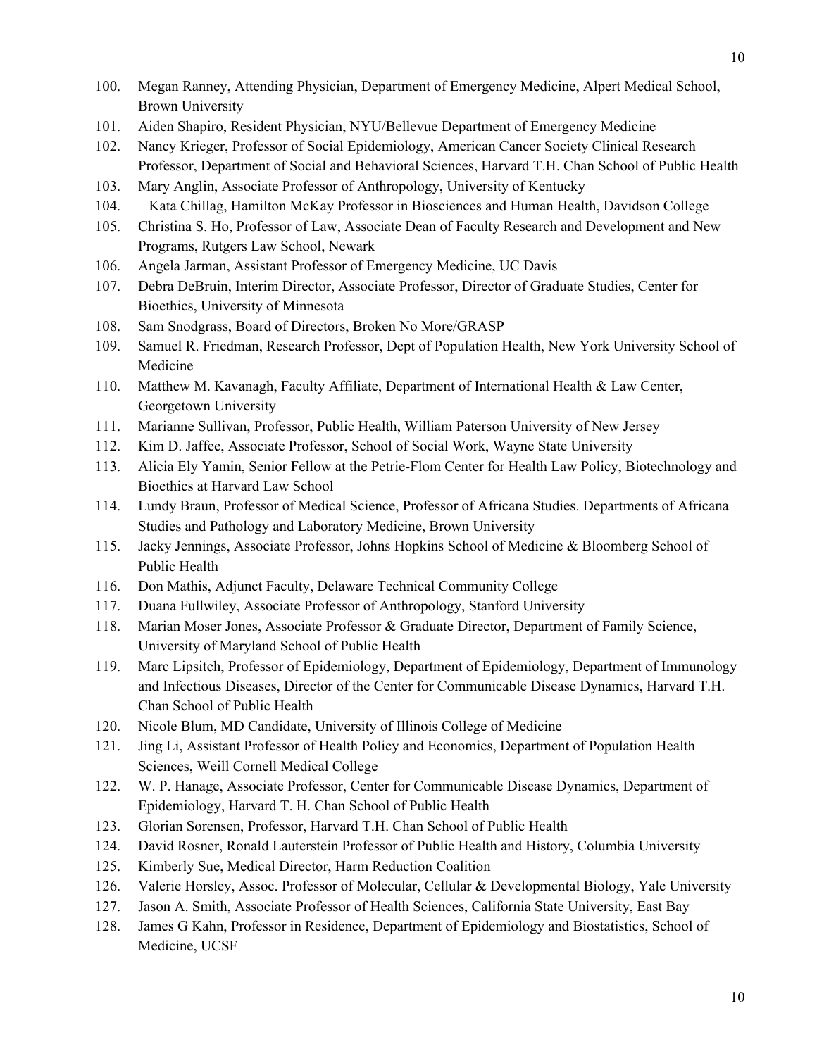100. Megan Ranney, Attending Physician, Department of Emergency Medicine, Alpert Medical School, Brown University
101. Aiden Shapiro, Resident Physician, NYU/Bellevue Department of Emergency Medicine
102. Nancy Krieger, Professor of Social Epidemiology, American Cancer Society Clinical Research Professor, Department of Social and Behavioral Sciences, Harvard T.H. Chan School of Public Health
103. Mary Anglin, Associate Professor of Anthropology, University of Kentucky
104. Kata Chillag, Hamilton McKay Professor in Biosciences and Human Health, Davidson College
105. Christina S. Ho, Professor of Law, Associate Dean of Faculty Research and Development and New Programs, Rutgers Law School, Newark
106. Angela Jarman, Assistant Professor of Emergency Medicine, UC Davis
107. Debra DeBruin, Interim Director, Associate Professor, Director of Graduate Studies, Center for Bioethics, University of Minnesota
108. Sam Snodgrass, Board of Directors, Broken No More/GRASP
109. Samuel R. Friedman, Research Professor, Dept of Population Health, New York University School of Medicine
110. Matthew M. Kavanagh, Faculty Affiliate, Department of International Health & Law Center, Georgetown University
111. Marianne Sullivan, Professor, Public Health, William Paterson University of New Jersey
112. Kim D. Jaffee, Associate Professor, School of Social Work, Wayne State University
113. Alicia Ely Yamin, Senior Fellow at the Petrie-Flom Center for Health Law Policy, Biotechnology and Bioethics at Harvard Law School
114. Lundy Braun, Professor of Medical Science, Professor of Africana Studies. Departments of Africana Studies and Pathology and Laboratory Medicine, Brown University
115. Jacky Jennings, Associate Professor, Johns Hopkins School of Medicine & Bloomberg School of Public Health
116. Don Mathis, Adjunct Faculty, Delaware Technical Community College
117. Duana Fullwiley, Associate Professor of Anthropology, Stanford University
118. Marian Moser Jones, Associate Professor & Graduate Director, Department of Family Science, University of Maryland School of Public Health
119. Marc Lipsitch, Professor of Epidemiology, Department of Epidemiology, Department of Immunology and Infectious Diseases, Director of the Center for Communicable Disease Dynamics, Harvard T.H. Chan School of Public Health
120. Nicole Blum, MD Candidate, University of Illinois College of Medicine
121. Jing Li, Assistant Professor of Health Policy and Economics, Department of Population Health Sciences, Weill Cornell Medical College
122. W. P. Hanage, Associate Professor, Center for Communicable Disease Dynamics, Department of Epidemiology, Harvard T. H. Chan School of Public Health
123. Glorian Sorensen, Professor, Harvard T.H. Chan School of Public Health
124. David Rosner, Ronald Lauterstein Professor of Public Health and History, Columbia University
125. Kimberly Sue, Medical Director, Harm Reduction Coalition
126. Valerie Horsley, Assoc. Professor of Molecular, Cellular & Developmental Biology, Yale University
127. Jason A. Smith, Associate Professor of Health Sciences, California State University, East Bay
128. James G Kahn, Professor in Residence, Department of Epidemiology and Biostatistics, School of Medicine, UCSF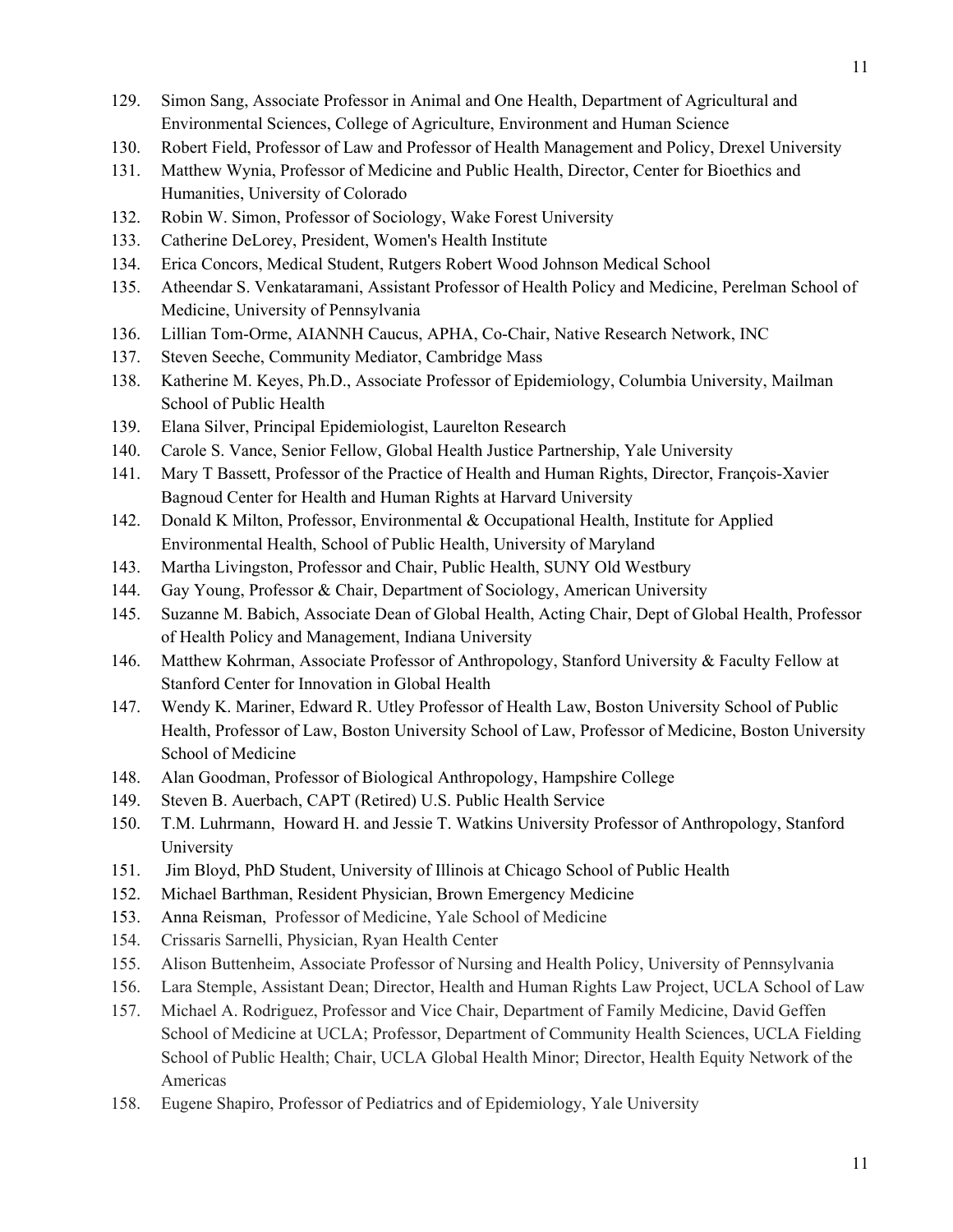129. Simon Sang, Associate Professor in Animal and One Health, Department of Agricultural and Environmental Sciences, College of Agriculture, Environment and Human Science
130. Robert Field, Professor of Law and Professor of Health Management and Policy, Drexel University
131. Matthew Wynia, Professor of Medicine and Public Health, Director, Center for Bioethics and Humanities, University of Colorado
132. Robin W. Simon, Professor of Sociology, Wake Forest University
133. Catherine DeLorey, President, Women's Health Institute
134. Erica Concors, Medical Student, Rutgers Robert Wood Johnson Medical School
135. Atheendar S. Venkataramani, Assistant Professor of Health Policy and Medicine, Perelman School of Medicine, University of Pennsylvania
136. Lillian Tom-Orme, AIANNH Caucus, APHA, Co-Chair, Native Research Network, INC
137. Steven Seeche, Community Mediator, Cambridge Mass
138. Katherine M. Keyes, Ph.D., Associate Professor of Epidemiology, Columbia University, Mailman School of Public Health
139. Elana Silver, Principal Epidemiologist, Laurelton Research
140. Carole S. Vance, Senior Fellow, Global Health Justice Partnership, Yale University
141. Mary T Bassett, Professor of the Practice of Health and Human Rights, Director, François-Xavier Bagnoud Center for Health and Human Rights at Harvard University
142. Donald K Milton, Professor, Environmental & Occupational Health, Institute for Applied Environmental Health, School of Public Health, University of Maryland
143. Martha Livingston, Professor and Chair, Public Health, SUNY Old Westbury
144. Gay Young, Professor & Chair, Department of Sociology, American University
145. Suzanne M. Babich, Associate Dean of Global Health, Acting Chair, Dept of Global Health, Professor of Health Policy and Management, Indiana University
146. Matthew Kohrman, Associate Professor of Anthropology, Stanford University & Faculty Fellow at Stanford Center for Innovation in Global Health
147. Wendy K. Mariner, Edward R. Utley Professor of Health Law, Boston University School of Public Health, Professor of Law, Boston University School of Law, Professor of Medicine, Boston University School of Medicine
148. Alan Goodman, Professor of Biological Anthropology, Hampshire College
149. Steven B. Auerbach, CAPT (Retired) U.S. Public Health Service
150. T.M. Luhrmann, Howard H. and Jessie T. Watkins University Professor of Anthropology, Stanford University
151. Jim Bloyd, PhD Student, University of Illinois at Chicago School of Public Health
152. Michael Barthman, Resident Physician, Brown Emergency Medicine
153. Anna Reisman, Professor of Medicine, Yale School of Medicine
154. Crissaris Sarnelli, Physician, Ryan Health Center
155. Alison Buttenheim, Associate Professor of Nursing and Health Policy, University of Pennsylvania
156. Lara Stemple, Assistant Dean; Director, Health and Human Rights Law Project, UCLA School of Law
157. Michael A. Rodriguez, Professor and Vice Chair, Department of Family Medicine, David Geffen School of Medicine at UCLA; Professor, Department of Community Health Sciences, UCLA Fielding School of Public Health; Chair, UCLA Global Health Minor; Director, Health Equity Network of the Americas
158. Eugene Shapiro, Professor of Pediatrics and of Epidemiology, Yale University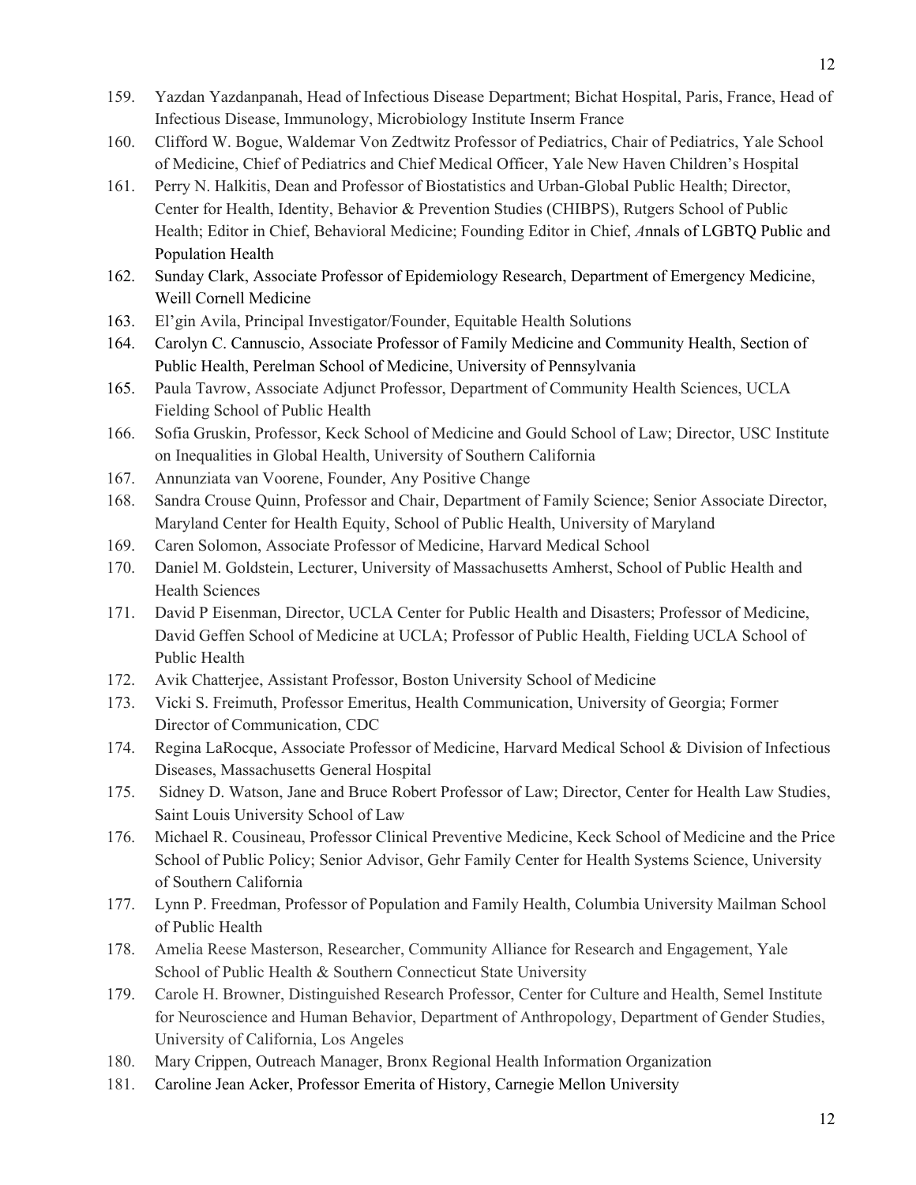159. Yazdan Yazdanpanah, Head of Infectious Disease Department; Bichat Hospital, Paris, France, Head of Infectious Disease, Immunology, Microbiology Institute Inserm France
160. Clifford W. Bogue, Waldemar Von Zedtwitz Professor of Pediatrics, Chair of Pediatrics, Yale School of Medicine, Chief of Pediatrics and Chief Medical Officer, Yale New Haven Children's Hospital
161. Perry N. Halkitis, Dean and Professor of Biostatistics and Urban-Global Public Health; Director, Center for Health, Identity, Behavior & Prevention Studies (CHIBPS), Rutgers School of Public Health; Editor in Chief, Behavioral Medicine; Founding Editor in Chief, *A*nnals of LGBTQ Public and Population Health
162. Sunday Clark, Associate Professor of Epidemiology Research, Department of Emergency Medicine, Weill Cornell Medicine
163. El'gin Avila, Principal Investigator/Founder, Equitable Health Solutions
164. Carolyn C. Cannuscio, Associate Professor of Family Medicine and Community Health, Section of Public Health, Perelman School of Medicine, University of Pennsylvania
165. Paula Tavrow, Associate Adjunct Professor, Department of Community Health Sciences, UCLA Fielding School of Public Health
166. Sofia Gruskin, Professor, Keck School of Medicine and Gould School of Law; Director, USC Institute on Inequalities in Global Health, University of Southern California
167. Annunziata van Voorene, Founder, Any Positive Change
168. Sandra Crouse Quinn, Professor and Chair, Department of Family Science; Senior Associate Director, Maryland Center for Health Equity, School of Public Health, University of Maryland
169. Caren Solomon, Associate Professor of Medicine, Harvard Medical School
170. Daniel M. Goldstein, Lecturer, University of Massachusetts Amherst, School of Public Health and Health Sciences
171. David P Eisenman, Director, UCLA Center for Public Health and Disasters; Professor of Medicine, David Geffen School of Medicine at UCLA; Professor of Public Health, Fielding UCLA School of Public Health
172. Avik Chatterjee, Assistant Professor, Boston University School of Medicine
173. Vicki S. Freimuth, Professor Emeritus, Health Communication, University of Georgia; Former Director of Communication, CDC
174. Regina LaRocque, Associate Professor of Medicine, Harvard Medical School & Division of Infectious Diseases, Massachusetts General Hospital
175. Sidney D. Watson, Jane and Bruce Robert Professor of Law; Director, Center for Health Law Studies, Saint Louis University School of Law
176. Michael R. Cousineau, Professor Clinical Preventive Medicine, Keck School of Medicine and the Price School of Public Policy; Senior Advisor, Gehr Family Center for Health Systems Science, University of Southern California
177. Lynn P. Freedman, Professor of Population and Family Health, Columbia University Mailman School of Public Health
178. Amelia Reese Masterson, Researcher, Community Alliance for Research and Engagement, Yale School of Public Health & Southern Connecticut State University
179. Carole H. Browner, Distinguished Research Professor, Center for Culture and Health, Semel Institute for Neuroscience and Human Behavior, Department of Anthropology, Department of Gender Studies, University of California, Los Angeles
180. Mary Crippen, Outreach Manager, Bronx Regional Health Information Organization
181. Caroline Jean Acker, Professor Emerita of History, Carnegie Mellon University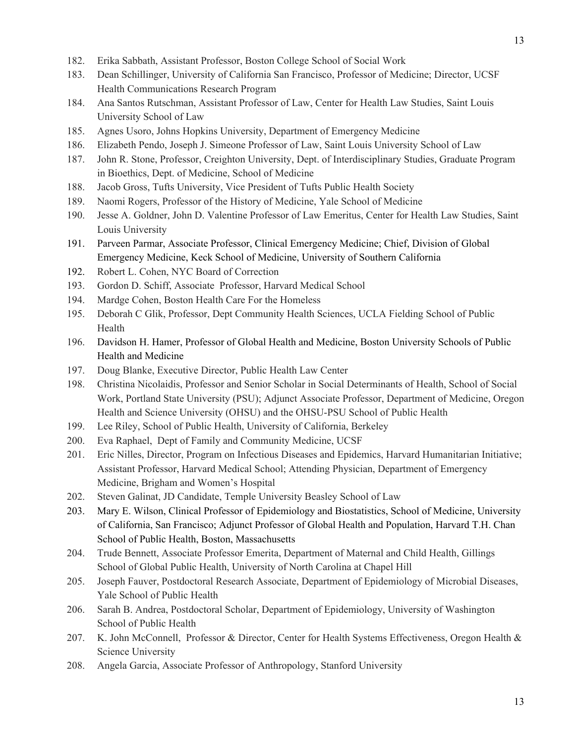182. Erika Sabbath, Assistant Professor, Boston College School of Social Work
183. Dean Schillinger, University of California San Francisco, Professor of Medicine; Director, UCSF Health Communications Research Program
184. Ana Santos Rutschman, Assistant Professor of Law, Center for Health Law Studies, Saint Louis University School of Law
185. Agnes Usoro, Johns Hopkins University, Department of Emergency Medicine
186. Elizabeth Pendo, Joseph J. Simeone Professor of Law, Saint Louis University School of Law
187. John R. Stone, Professor, Creighton University, Dept. of Interdisciplinary Studies, Graduate Program in Bioethics, Dept. of Medicine, School of Medicine
188. Jacob Gross, Tufts University, Vice President of Tufts Public Health Society
189. Naomi Rogers, Professor of the History of Medicine, Yale School of Medicine
190. Jesse A. Goldner, John D. Valentine Professor of Law Emeritus, Center for Health Law Studies, Saint Louis University
191. Parveen Parmar, Associate Professor, Clinical Emergency Medicine; Chief, Division of Global Emergency Medicine, Keck School of Medicine, University of Southern California
192. Robert L. Cohen, NYC Board of Correction
193. Gordon D. Schiff, Associate Professor, Harvard Medical School
194. Mardge Cohen, Boston Health Care For the Homeless
195. Deborah C Glik, Professor, Dept Community Health Sciences, UCLA Fielding School of Public Health
196. Davidson H. Hamer, Professor of Global Health and Medicine, Boston University Schools of Public Health and Medicine
197. Doug Blanke, Executive Director, Public Health Law Center
198. Christina Nicolaidis, Professor and Senior Scholar in Social Determinants of Health, School of Social Work, Portland State University (PSU); Adjunct Associate Professor, Department of Medicine, Oregon Health and Science University (OHSU) and the OHSU-PSU School of Public Health
199. Lee Riley, School of Public Health, University of California, Berkeley
200. Eva Raphael, Dept of Family and Community Medicine, UCSF
201. Eric Nilles, Director, Program on Infectious Diseases and Epidemics, Harvard Humanitarian Initiative; Assistant Professor, Harvard Medical School; Attending Physician, Department of Emergency Medicine, Brigham and Women's Hospital
202. Steven Galinat, JD Candidate, Temple University Beasley School of Law
203. Mary E. Wilson, Clinical Professor of Epidemiology and Biostatistics, School of Medicine, University of California, San Francisco; Adjunct Professor of Global Health and Population, Harvard T.H. Chan School of Public Health, Boston, Massachusetts
204. Trude Bennett, Associate Professor Emerita, Department of Maternal and Child Health, Gillings School of Global Public Health, University of North Carolina at Chapel Hill
205. Joseph Fauver, Postdoctoral Research Associate, Department of Epidemiology of Microbial Diseases, Yale School of Public Health
206. Sarah B. Andrea, Postdoctoral Scholar, Department of Epidemiology, University of Washington School of Public Health
207. K. John McConnell, Professor & Director, Center for Health Systems Effectiveness, Oregon Health & Science University
208. Angela Garcia, Associate Professor of Anthropology, Stanford University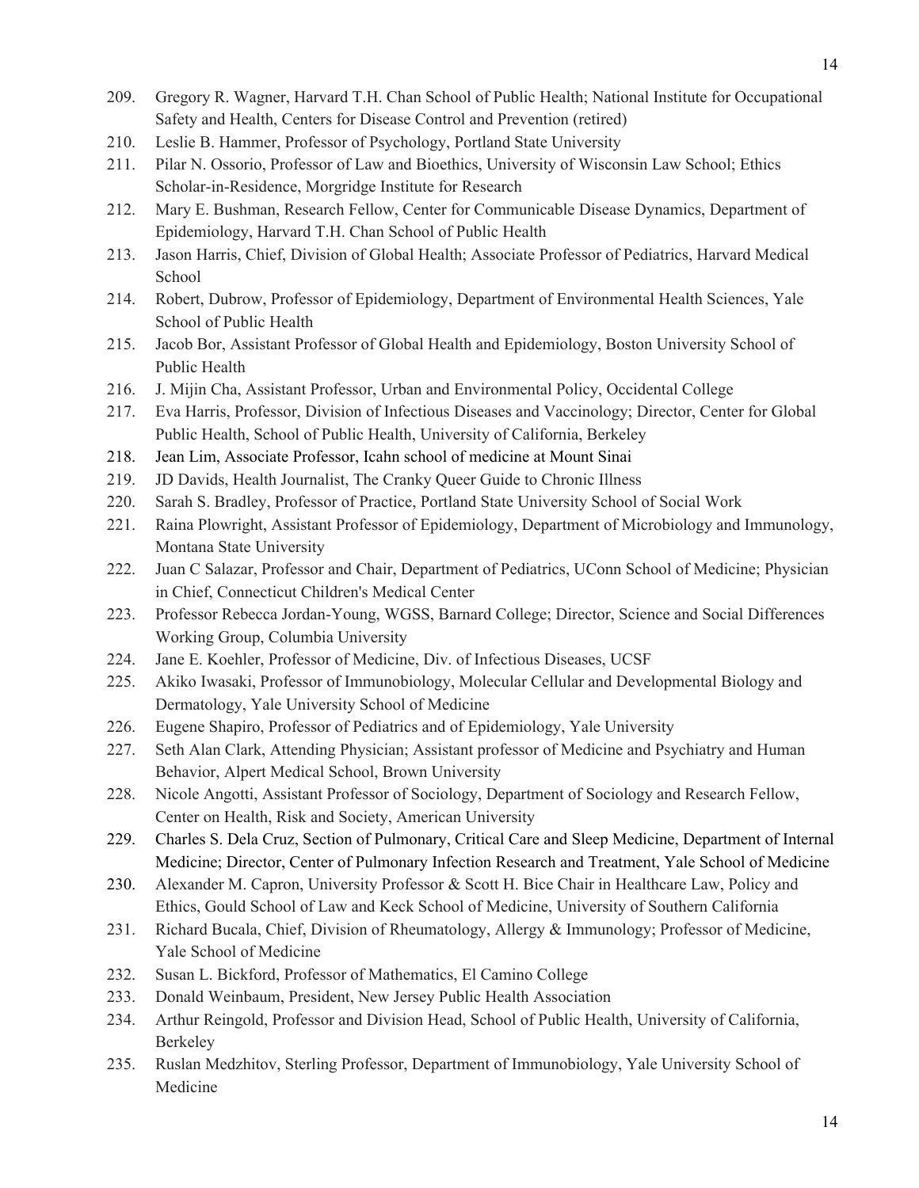209. Gregory R. Wagner, Harvard T.H. Chan School of Public Health; National Institute for Occupational Safety and Health, Centers for Disease Control and Prevention (retired)
210. Leslie B. Hammer, Professor of Psychology, Portland State University
211. Pilar N. Ossorio, Professor of Law and Bioethics, University of Wisconsin Law School; Ethics Scholar-in-Residence, Morgridge Institute for Research
212. Mary E. Bushman, Research Fellow, Center for Communicable Disease Dynamics, Department of Epidemiology, Harvard T.H. Chan School of Public Health
213. Jason Harris, Chief, Division of Global Health; Associate Professor of Pediatrics, Harvard Medical School
214. Robert, Dubrow, Professor of Epidemiology, Department of Environmental Health Sciences, Yale School of Public Health
215. Jacob Bor, Assistant Professor of Global Health and Epidemiology, Boston University School of Public Health
216. J. Mijin Cha, Assistant Professor, Urban and Environmental Policy, Occidental College
217. Eva Harris, Professor, Division of Infectious Diseases and Vaccinology; Director, Center for Global Public Health, School of Public Health, University of California, Berkeley
218. Jean Lim, Associate Professor, Icahn school of medicine at Mount Sinai
219. JD Davids, Health Journalist, The Cranky Queer Guide to Chronic Illness
220. Sarah S. Bradley, Professor of Practice, Portland State University School of Social Work
221. Raina Plowright, Assistant Professor of Epidemiology, Department of Microbiology and Immunology, Montana State University
222. Juan C Salazar, Professor and Chair, Department of Pediatrics, UConn School of Medicine; Physician in Chief, Connecticut Children's Medical Center
223. Professor Rebecca Jordan-Young, WGSS, Barnard College; Director, Science and Social Differences Working Group, Columbia University
224. Jane E. Koehler, Professor of Medicine, Div. of Infectious Diseases, UCSF
225. Akiko Iwasaki, Professor of Immunobiology, Molecular Cellular and Developmental Biology and Dermatology, Yale University School of Medicine
226. Eugene Shapiro, Professor of Pediatrics and of Epidemiology, Yale University
227. Seth Alan Clark, Attending Physician; Assistant professor of Medicine and Psychiatry and Human Behavior, Alpert Medical School, Brown University
228. Nicole Angotti, Assistant Professor of Sociology, Department of Sociology and Research Fellow, Center on Health, Risk and Society, American University
229. Charles S. Dela Cruz, Section of Pulmonary, Critical Care and Sleep Medicine, Department of Internal Medicine; Director, Center of Pulmonary Infection Research and Treatment, Yale School of Medicine
230. Alexander M. Capron, University Professor & Scott H. Bice Chair in Healthcare Law, Policy and Ethics, Gould School of Law and Keck School of Medicine, University of Southern California
231. Richard Bucala, Chief, Division of Rheumatology, Allergy & Immunology; Professor of Medicine, Yale School of Medicine
232. Susan L. Bickford, Professor of Mathematics, El Camino College
233. Donald Weinbaum, President, New Jersey Public Health Association
234. Arthur Reingold, Professor and Division Head, School of Public Health, University of California, Berkeley
235. Ruslan Medzhitov, Sterling Professor, Department of Immunobiology, Yale University School of Medicine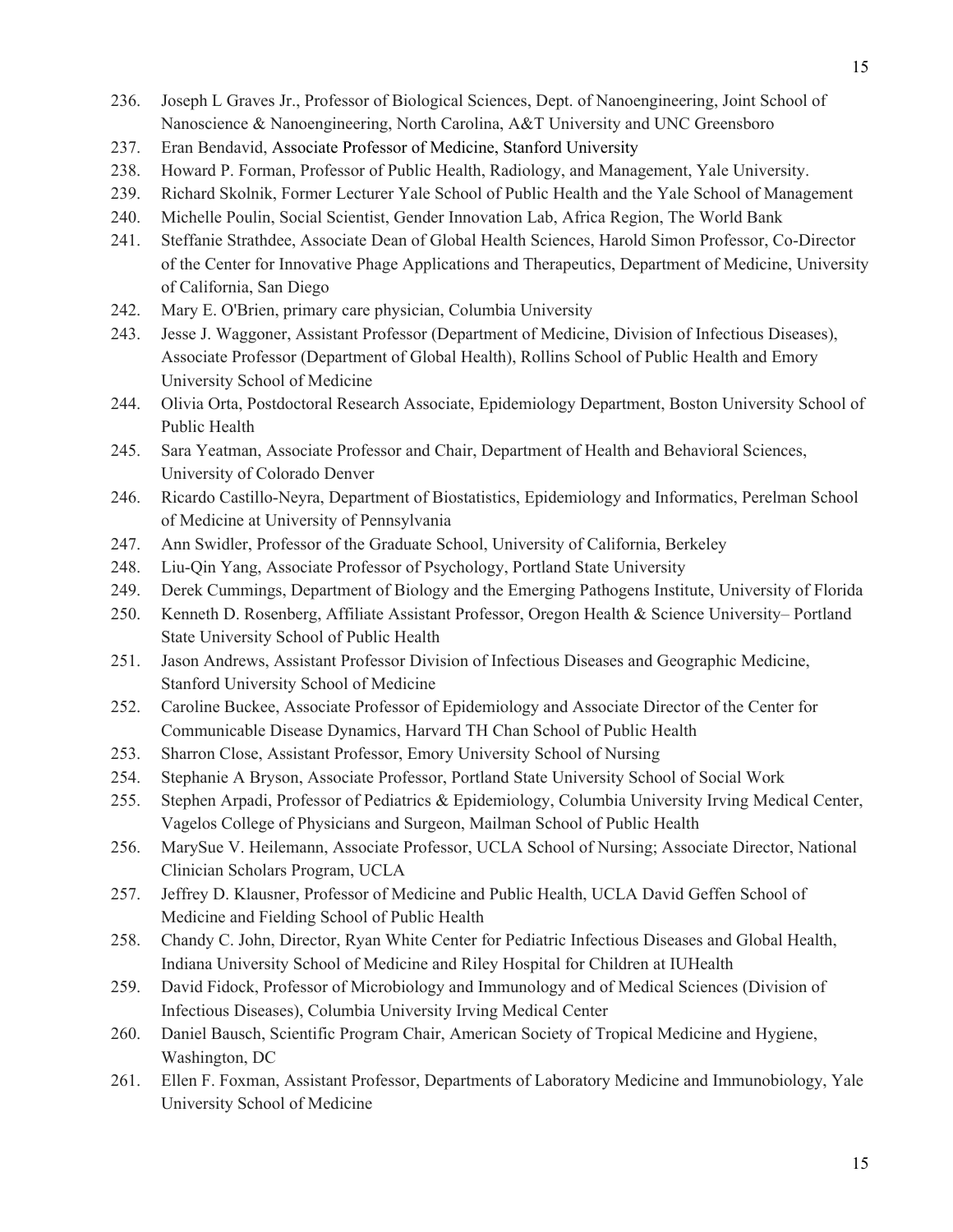236. Joseph L Graves Jr., Professor of Biological Sciences, Dept. of Nanoengineering, Joint School of Nanoscience & Nanoengineering, North Carolina, A&T University and UNC Greensboro
237. Eran Bendavid, Associate Professor of Medicine, Stanford University
238. Howard P. Forman, Professor of Public Health, Radiology, and Management, Yale University.
239. Richard Skolnik, Former Lecturer Yale School of Public Health and the Yale School of Management
240. Michelle Poulin, Social Scientist, Gender Innovation Lab, Africa Region, The World Bank
241. Steffanie Strathdee, Associate Dean of Global Health Sciences, Harold Simon Professor, Co-Director of the Center for Innovative Phage Applications and Therapeutics, Department of Medicine, University of California, San Diego
242. Mary E. O'Brien, primary care physician, Columbia University
243. Jesse J. Waggoner, Assistant Professor (Department of Medicine, Division of Infectious Diseases), Associate Professor (Department of Global Health), Rollins School of Public Health and Emory University School of Medicine
244. Olivia Orta, Postdoctoral Research Associate, Epidemiology Department, Boston University School of Public Health
245. Sara Yeatman, Associate Professor and Chair, Department of Health and Behavioral Sciences, University of Colorado Denver
246. Ricardo Castillo-Neyra, Department of Biostatistics, Epidemiology and Informatics, Perelman School of Medicine at University of Pennsylvania
247. Ann Swidler, Professor of the Graduate School, University of California, Berkeley
248. Liu-Qin Yang, Associate Professor of Psychology, Portland State University
249. Derek Cummings, Department of Biology and the Emerging Pathogens Institute, University of Florida
250. Kenneth D. Rosenberg, Affiliate Assistant Professor, Oregon Health & Science University– Portland State University School of Public Health
251. Jason Andrews, Assistant Professor Division of Infectious Diseases and Geographic Medicine, Stanford University School of Medicine
252. Caroline Buckee, Associate Professor of Epidemiology and Associate Director of the Center for Communicable Disease Dynamics, Harvard TH Chan School of Public Health
253. Sharron Close, Assistant Professor, Emory University School of Nursing
254. Stephanie A Bryson, Associate Professor, Portland State University School of Social Work
255. Stephen Arpadi, Professor of Pediatrics & Epidemiology, Columbia University Irving Medical Center, Vagelos College of Physicians and Surgeon, Mailman School of Public Health
256. MarySue V. Heilemann, Associate Professor, UCLA School of Nursing; Associate Director, National Clinician Scholars Program, UCLA
257. Jeffrey D. Klausner, Professor of Medicine and Public Health, UCLA David Geffen School of Medicine and Fielding School of Public Health
258. Chandy C. John, Director, Ryan White Center for Pediatric Infectious Diseases and Global Health, Indiana University School of Medicine and Riley Hospital for Children at IUHealth
259. David Fidock, Professor of Microbiology and Immunology and of Medical Sciences (Division of Infectious Diseases), Columbia University Irving Medical Center
260. Daniel Bausch, Scientific Program Chair, American Society of Tropical Medicine and Hygiene, Washington, DC
261. Ellen F. Foxman, Assistant Professor, Departments of Laboratory Medicine and Immunobiology, Yale University School of Medicine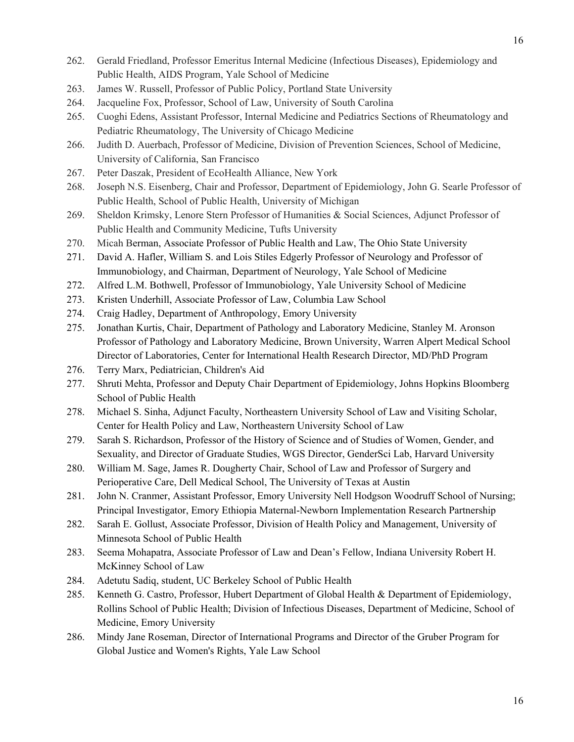262. Gerald Friedland, Professor Emeritus Internal Medicine (Infectious Diseases), Epidemiology and Public Health, AIDS Program, Yale School of Medicine
263. James W. Russell, Professor of Public Policy, Portland State University
264. Jacqueline Fox, Professor, School of Law, University of South Carolina
265. Cuoghi Edens, Assistant Professor, Internal Medicine and Pediatrics Sections of Rheumatology and Pediatric Rheumatology, The University of Chicago Medicine
266. Judith D. Auerbach, Professor of Medicine, Division of Prevention Sciences, School of Medicine, University of California, San Francisco
267. Peter Daszak, President of EcoHealth Alliance, New York
268. Joseph N.S. Eisenberg, Chair and Professor, Department of Epidemiology, John G. Searle Professor of Public Health, School of Public Health, University of Michigan
269. Sheldon Krimsky, Lenore Stern Professor of Humanities & Social Sciences, Adjunct Professor of Public Health and Community Medicine, Tufts University
270. Micah Berman, Associate Professor of Public Health and Law, The Ohio State University
271. David A. Hafler, William S. and Lois Stiles Edgerly Professor of Neurology and Professor of Immunobiology, and Chairman, Department of Neurology, Yale School of Medicine
272. Alfred L.M. Bothwell, Professor of Immunobiology, Yale University School of Medicine
273. Kristen Underhill, Associate Professor of Law, Columbia Law School
274. Craig Hadley, Department of Anthropology, Emory University
275. Jonathan Kurtis, Chair, Department of Pathology and Laboratory Medicine, Stanley M. Aronson Professor of Pathology and Laboratory Medicine, Brown University, Warren Alpert Medical School Director of Laboratories, Center for International Health Research Director, MD/PhD Program
276. Terry Marx, Pediatrician, Children's Aid
277. Shruti Mehta, Professor and Deputy Chair Department of Epidemiology, Johns Hopkins Bloomberg School of Public Health
278. Michael S. Sinha, Adjunct Faculty, Northeastern University School of Law and Visiting Scholar, Center for Health Policy and Law, Northeastern University School of Law
279. Sarah S. Richardson, Professor of the History of Science and of Studies of Women, Gender, and Sexuality, and Director of Graduate Studies, WGS Director, GenderSci Lab, Harvard University
280. William M. Sage, James R. Dougherty Chair, School of Law and Professor of Surgery and Perioperative Care, Dell Medical School, The University of Texas at Austin
281. John N. Cranmer, Assistant Professor, Emory University Nell Hodgson Woodruff School of Nursing; Principal Investigator, Emory Ethiopia Maternal-Newborn Implementation Research Partnership
282. Sarah E. Gollust, Associate Professor, Division of Health Policy and Management, University of Minnesota School of Public Health
283. Seema Mohapatra, Associate Professor of Law and Dean's Fellow, Indiana University Robert H. McKinney School of Law
284. Adetutu Sadiq, student, UC Berkeley School of Public Health
285. Kenneth G. Castro, Professor, Hubert Department of Global Health & Department of Epidemiology, Rollins School of Public Health; Division of Infectious Diseases, Department of Medicine, School of Medicine, Emory University
286. Mindy Jane Roseman, Director of International Programs and Director of the Gruber Program for Global Justice and Women's Rights, Yale Law School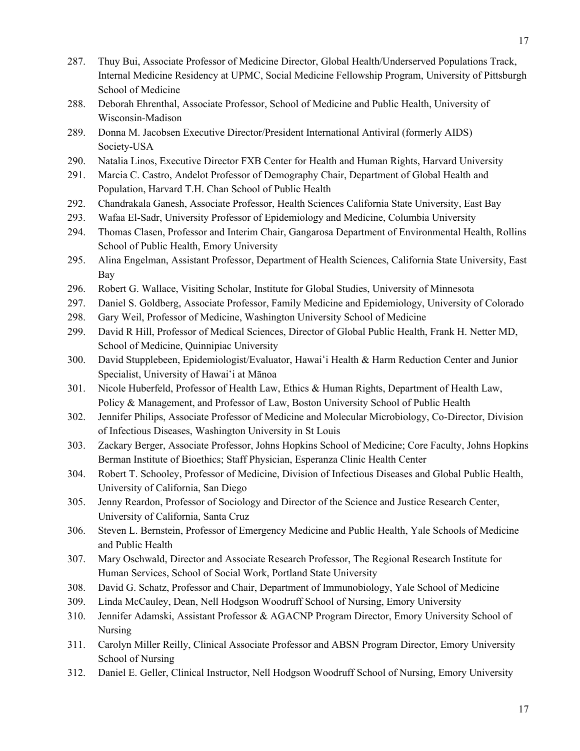287. Thuy Bui, Associate Professor of Medicine Director, Global Health/Underserved Populations Track, Internal Medicine Residency at UPMC, Social Medicine Fellowship Program, University of Pittsburgh School of Medicine
288. Deborah Ehrenthal, Associate Professor, School of Medicine and Public Health, University of Wisconsin-Madison
289. Donna M. Jacobsen Executive Director/President International Antiviral (formerly AIDS) Society-USA
290. Natalia Linos, Executive Director FXB Center for Health and Human Rights, Harvard University
291. Marcia C. Castro, Andelot Professor of Demography Chair, Department of Global Health and Population, Harvard T.H. Chan School of Public Health
292. Chandrakala Ganesh, Associate Professor, Health Sciences California State University, East Bay
293. Wafaa El-Sadr, University Professor of Epidemiology and Medicine, Columbia University
294. Thomas Clasen, Professor and Interim Chair, Gangarosa Department of Environmental Health, Rollins School of Public Health, Emory University
295. Alina Engelman, Assistant Professor, Department of Health Sciences, California State University, East Bay
296. Robert G. Wallace, Visiting Scholar, Institute for Global Studies, University of Minnesota
297. Daniel S. Goldberg, Associate Professor, Family Medicine and Epidemiology, University of Colorado
298. Gary Weil, Professor of Medicine, Washington University School of Medicine
299. David R Hill, Professor of Medical Sciences, Director of Global Public Health, Frank H. Netter MD, School of Medicine, Quinnipiac University
300. David Stupplebeen, Epidemiologist/Evaluator, Hawaiʻi Health & Harm Reduction Center and Junior Specialist, University of Hawaiʻi at Mānoa
301. Nicole Huberfeld, Professor of Health Law, Ethics & Human Rights, Department of Health Law, Policy & Management, and Professor of Law, Boston University School of Public Health
302. Jennifer Philips, Associate Professor of Medicine and Molecular Microbiology, Co-Director, Division of Infectious Diseases, Washington University in St Louis
303. Zackary Berger, Associate Professor, Johns Hopkins School of Medicine; Core Faculty, Johns Hopkins Berman Institute of Bioethics; Staff Physician, Esperanza Clinic Health Center
304. Robert T. Schooley, Professor of Medicine, Division of Infectious Diseases and Global Public Health, University of California, San Diego
305. Jenny Reardon, Professor of Sociology and Director of the Science and Justice Research Center, University of California, Santa Cruz
306. Steven L. Bernstein, Professor of Emergency Medicine and Public Health, Yale Schools of Medicine and Public Health
307. Mary Oschwald, Director and Associate Research Professor, The Regional Research Institute for Human Services, School of Social Work, Portland State University
308. David G. Schatz, Professor and Chair, Department of Immunobiology, Yale School of Medicine
309. Linda McCauley, Dean, Nell Hodgson Woodruff School of Nursing, Emory University
310. Jennifer Adamski, Assistant Professor & AGACNP Program Director, Emory University School of Nursing
311. Carolyn Miller Reilly, Clinical Associate Professor and ABSN Program Director, Emory University School of Nursing
312. Daniel E. Geller, Clinical Instructor, Nell Hodgson Woodruff School of Nursing, Emory University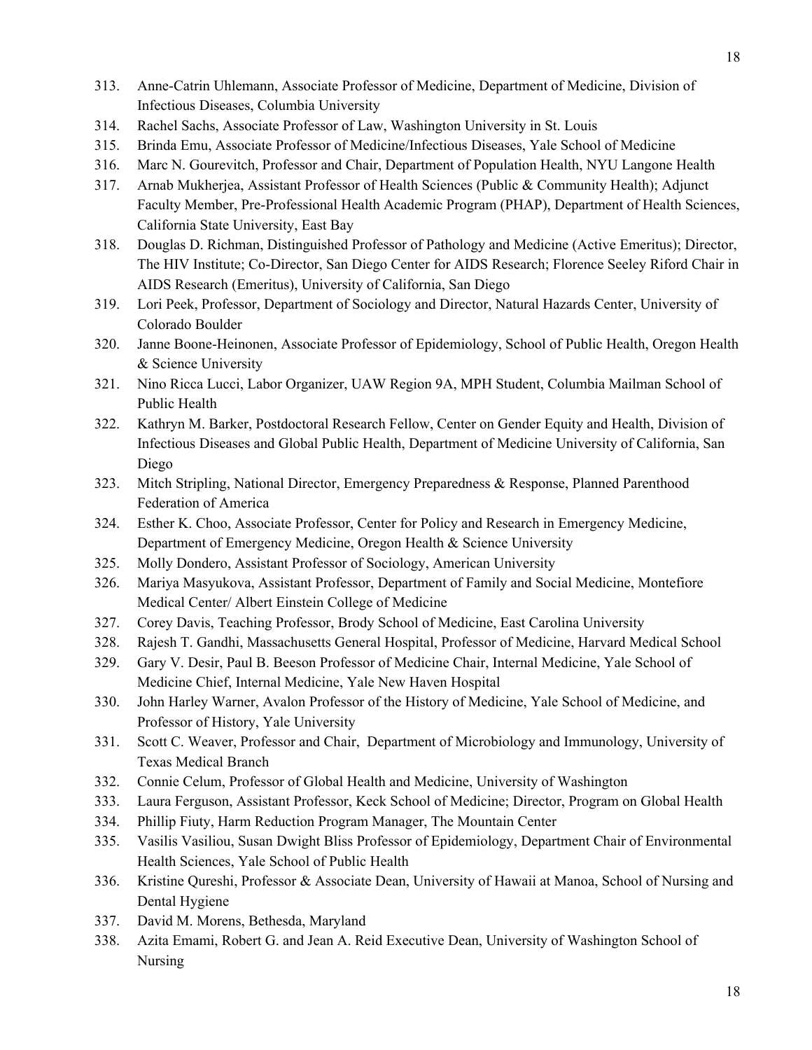313. Anne-Catrin Uhlemann, Associate Professor of Medicine, Department of Medicine, Division of Infectious Diseases, Columbia University
314. Rachel Sachs, Associate Professor of Law, Washington University in St. Louis
315. Brinda Emu, Associate Professor of Medicine/Infectious Diseases, Yale School of Medicine
316. Marc N. Gourevitch, Professor and Chair, Department of Population Health, NYU Langone Health
317. Arnab Mukherjea, Assistant Professor of Health Sciences (Public & Community Health); Adjunct Faculty Member, Pre-Professional Health Academic Program (PHAP), Department of Health Sciences, California State University, East Bay
318. Douglas D. Richman, Distinguished Professor of Pathology and Medicine (Active Emeritus); Director, The HIV Institute; Co-Director, San Diego Center for AIDS Research; Florence Seeley Riford Chair in AIDS Research (Emeritus), University of California, San Diego
319. Lori Peek, Professor, Department of Sociology and Director, Natural Hazards Center, University of Colorado Boulder
320. Janne Boone-Heinonen, Associate Professor of Epidemiology, School of Public Health, Oregon Health & Science University
321. Nino Ricca Lucci, Labor Organizer, UAW Region 9A, MPH Student, Columbia Mailman School of Public Health
322. Kathryn M. Barker, Postdoctoral Research Fellow, Center on Gender Equity and Health, Division of Infectious Diseases and Global Public Health, Department of Medicine University of California, San Diego
323. Mitch Stripling, National Director, Emergency Preparedness & Response, Planned Parenthood Federation of America
324. Esther K. Choo, Associate Professor, Center for Policy and Research in Emergency Medicine, Department of Emergency Medicine, Oregon Health & Science University
325. Molly Dondero, Assistant Professor of Sociology, American University
326. Mariya Masyukova, Assistant Professor, Department of Family and Social Medicine, Montefiore Medical Center/ Albert Einstein College of Medicine
327. Corey Davis, Teaching Professor, Brody School of Medicine, East Carolina University
328. Rajesh T. Gandhi, Massachusetts General Hospital, Professor of Medicine, Harvard Medical School
329. Gary V. Desir, Paul B. Beeson Professor of Medicine Chair, Internal Medicine, Yale School of Medicine Chief, Internal Medicine, Yale New Haven Hospital
330. John Harley Warner, Avalon Professor of the History of Medicine, Yale School of Medicine, and Professor of History, Yale University
331. Scott C. Weaver, Professor and Chair, Department of Microbiology and Immunology, University of Texas Medical Branch
332. Connie Celum, Professor of Global Health and Medicine, University of Washington
333. Laura Ferguson, Assistant Professor, Keck School of Medicine; Director, Program on Global Health
334. Phillip Fiuty, Harm Reduction Program Manager, The Mountain Center
335. Vasilis Vasiliou, Susan Dwight Bliss Professor of Epidemiology, Department Chair of Environmental Health Sciences, Yale School of Public Health
336. Kristine Qureshi, Professor & Associate Dean, University of Hawaii at Manoa, School of Nursing and Dental Hygiene
337. David M. Morens, Bethesda, Maryland
338. Azita Emami, Robert G. and Jean A. Reid Executive Dean, University of Washington School of Nursing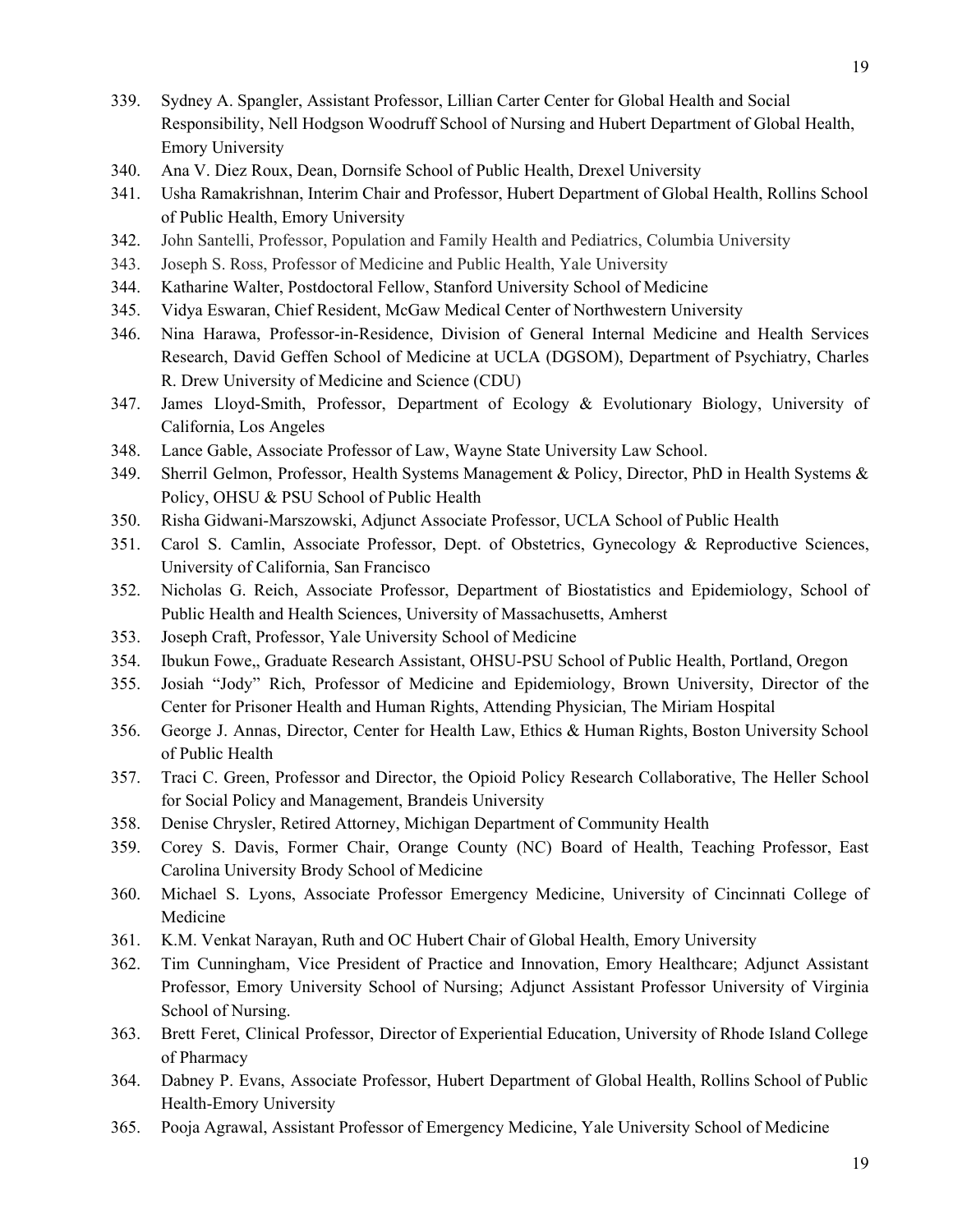339. Sydney A. Spangler, Assistant Professor, Lillian Carter Center for Global Health and Social Responsibility, Nell Hodgson Woodruff School of Nursing and Hubert Department of Global Health, Emory University
340. Ana V. Diez Roux, Dean, Dornsife School of Public Health, Drexel University
341. Usha Ramakrishnan, Interim Chair and Professor, Hubert Department of Global Health, Rollins School of Public Health, Emory University
342. John Santelli, Professor, Population and Family Health and Pediatrics, Columbia University
343. Joseph S. Ross, Professor of Medicine and Public Health, Yale University
344. Katharine Walter, Postdoctoral Fellow, Stanford University School of Medicine
345. Vidya Eswaran, Chief Resident, McGaw Medical Center of Northwestern University
346. Nina Harawa, Professor-in-Residence, Division of General Internal Medicine and Health Services Research, David Geffen School of Medicine at UCLA (DGSOM), Department of Psychiatry, Charles R. Drew University of Medicine and Science (CDU)
347. James Lloyd-Smith, Professor, Department of Ecology & Evolutionary Biology, University of California, Los Angeles
348. Lance Gable, Associate Professor of Law, Wayne State University Law School.
349. Sherril Gelmon, Professor, Health Systems Management & Policy, Director, PhD in Health Systems & Policy, OHSU & PSU School of Public Health
350. Risha Gidwani-Marszowski, Adjunct Associate Professor, UCLA School of Public Health
351. Carol S. Camlin, Associate Professor, Dept. of Obstetrics, Gynecology & Reproductive Sciences, University of California, San Francisco
352. Nicholas G. Reich, Associate Professor, Department of Biostatistics and Epidemiology, School of Public Health and Health Sciences, University of Massachusetts, Amherst
353. Joseph Craft, Professor, Yale University School of Medicine
354. Ibukun Fowe,, Graduate Research Assistant, OHSU-PSU School of Public Health, Portland, Oregon
355. Josiah "Jody" Rich, Professor of Medicine and Epidemiology, Brown University, Director of the Center for Prisoner Health and Human Rights, Attending Physician, The Miriam Hospital
356. George J. Annas, Director, Center for Health Law, Ethics & Human Rights, Boston University School of Public Health
357. Traci C. Green, Professor and Director, the Opioid Policy Research Collaborative, The Heller School for Social Policy and Management, Brandeis University
358. Denise Chrysler, Retired Attorney, Michigan Department of Community Health
359. Corey S. Davis, Former Chair, Orange County (NC) Board of Health, Teaching Professor, East Carolina University Brody School of Medicine
360. Michael S. Lyons, Associate Professor Emergency Medicine, University of Cincinnati College of Medicine
361. K.M. Venkat Narayan, Ruth and OC Hubert Chair of Global Health, Emory University
362. Tim Cunningham, Vice President of Practice and Innovation, Emory Healthcare; Adjunct Assistant Professor, Emory University School of Nursing; Adjunct Assistant Professor University of Virginia School of Nursing.
363. Brett Feret, Clinical Professor, Director of Experiential Education, University of Rhode Island College of Pharmacy
364. Dabney P. Evans, Associate Professor, Hubert Department of Global Health, Rollins School of Public Health-Emory University
365. Pooja Agrawal, Assistant Professor of Emergency Medicine, Yale University School of Medicine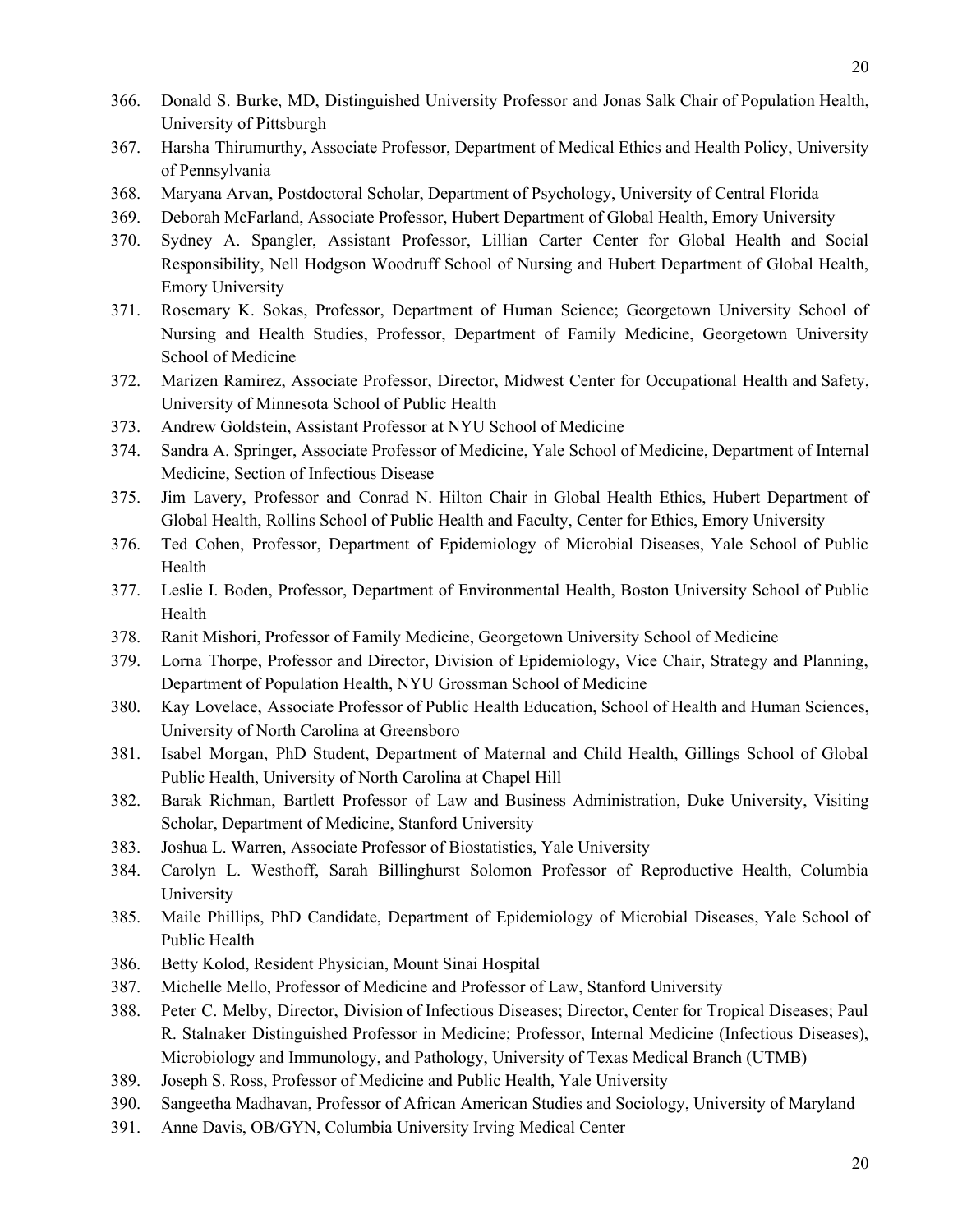366. Donald S. Burke, MD, Distinguished University Professor and Jonas Salk Chair of Population Health, University of Pittsburgh
367. Harsha Thirumurthy, Associate Professor, Department of Medical Ethics and Health Policy, University of Pennsylvania
368. Maryana Arvan, Postdoctoral Scholar, Department of Psychology, University of Central Florida
369. Deborah McFarland, Associate Professor, Hubert Department of Global Health, Emory University
370. Sydney A. Spangler, Assistant Professor, Lillian Carter Center for Global Health and Social Responsibility, Nell Hodgson Woodruff School of Nursing and Hubert Department of Global Health, Emory University
371. Rosemary K. Sokas, Professor, Department of Human Science; Georgetown University School of Nursing and Health Studies, Professor, Department of Family Medicine, Georgetown University School of Medicine
372. Marizen Ramirez, Associate Professor, Director, Midwest Center for Occupational Health and Safety, University of Minnesota School of Public Health
373. Andrew Goldstein, Assistant Professor at NYU School of Medicine
374. Sandra A. Springer, Associate Professor of Medicine, Yale School of Medicine, Department of Internal Medicine, Section of Infectious Disease
375. Jim Lavery, Professor and Conrad N. Hilton Chair in Global Health Ethics, Hubert Department of Global Health, Rollins School of Public Health and Faculty, Center for Ethics, Emory University
376. Ted Cohen, Professor, Department of Epidemiology of Microbial Diseases, Yale School of Public Health
377. Leslie I. Boden, Professor, Department of Environmental Health, Boston University School of Public Health
378. Ranit Mishori, Professor of Family Medicine, Georgetown University School of Medicine
379. Lorna Thorpe, Professor and Director, Division of Epidemiology, Vice Chair, Strategy and Planning, Department of Population Health, NYU Grossman School of Medicine
380. Kay Lovelace, Associate Professor of Public Health Education, School of Health and Human Sciences, University of North Carolina at Greensboro
381. Isabel Morgan, PhD Student, Department of Maternal and Child Health, Gillings School of Global Public Health, University of North Carolina at Chapel Hill
382. Barak Richman, Bartlett Professor of Law and Business Administration, Duke University, Visiting Scholar, Department of Medicine, Stanford University
383. Joshua L. Warren, Associate Professor of Biostatistics, Yale University
384. Carolyn L. Westhoff, Sarah Billinghurst Solomon Professor of Reproductive Health, Columbia University
385. Maile Phillips, PhD Candidate, Department of Epidemiology of Microbial Diseases, Yale School of Public Health
386. Betty Kolod, Resident Physician, Mount Sinai Hospital
387. Michelle Mello, Professor of Medicine and Professor of Law, Stanford University
388. Peter C. Melby, Director, Division of Infectious Diseases; Director, Center for Tropical Diseases; Paul R. Stalnaker Distinguished Professor in Medicine; Professor, Internal Medicine (Infectious Diseases), Microbiology and Immunology, and Pathology, University of Texas Medical Branch (UTMB)
389. Joseph S. Ross, Professor of Medicine and Public Health, Yale University
390. Sangeetha Madhavan, Professor of African American Studies and Sociology, University of Maryland
391. Anne Davis, OB/GYN, Columbia University Irving Medical Center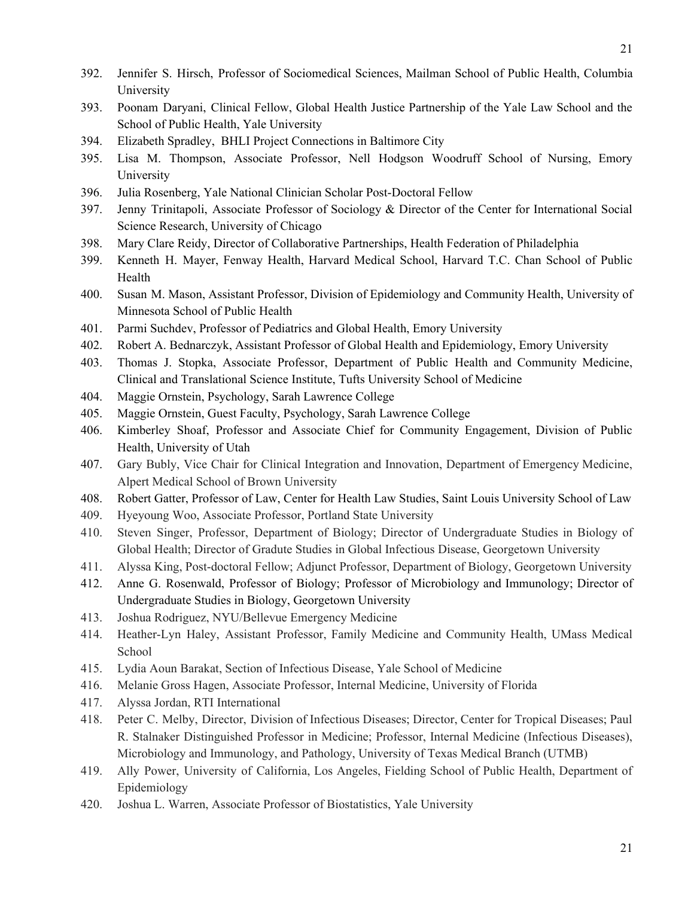392. Jennifer S. Hirsch, Professor of Sociomedical Sciences, Mailman School of Public Health, Columbia University
393. Poonam Daryani, Clinical Fellow, Global Health Justice Partnership of the Yale Law School and the School of Public Health, Yale University
394. Elizabeth Spradley, BHLI Project Connections in Baltimore City
395. Lisa M. Thompson, Associate Professor, Nell Hodgson Woodruff School of Nursing, Emory University
396. Julia Rosenberg, Yale National Clinician Scholar Post-Doctoral Fellow
397. Jenny Trinitapoli, Associate Professor of Sociology & Director of the Center for International Social Science Research, University of Chicago
398. Mary Clare Reidy, Director of Collaborative Partnerships, Health Federation of Philadelphia
399. Kenneth H. Mayer, Fenway Health, Harvard Medical School, Harvard T.C. Chan School of Public Health
400. Susan M. Mason, Assistant Professor, Division of Epidemiology and Community Health, University of Minnesota School of Public Health
401. Parmi Suchdev, Professor of Pediatrics and Global Health, Emory University
402. Robert A. Bednarczyk, Assistant Professor of Global Health and Epidemiology, Emory University
403. Thomas J. Stopka, Associate Professor, Department of Public Health and Community Medicine, Clinical and Translational Science Institute, Tufts University School of Medicine
404. Maggie Ornstein, Psychology, Sarah Lawrence College
405. Maggie Ornstein, Guest Faculty, Psychology, Sarah Lawrence College
406. Kimberley Shoaf, Professor and Associate Chief for Community Engagement, Division of Public Health, University of Utah
407. Gary Bubly, Vice Chair for Clinical Integration and Innovation, Department of Emergency Medicine, Alpert Medical School of Brown University
408. Robert Gatter, Professor of Law, Center for Health Law Studies, Saint Louis University School of Law
409. Hyeyoung Woo, Associate Professor, Portland State University
410. Steven Singer, Professor, Department of Biology; Director of Undergraduate Studies in Biology of Global Health; Director of Gradute Studies in Global Infectious Disease, Georgetown University
411. Alyssa King, Post-doctoral Fellow; Adjunct Professor, Department of Biology, Georgetown University
412. Anne G. Rosenwald, Professor of Biology; Professor of Microbiology and Immunology; Director of Undergraduate Studies in Biology, Georgetown University
413. Joshua Rodriguez, NYU/Bellevue Emergency Medicine
414. Heather-Lyn Haley, Assistant Professor, Family Medicine and Community Health, UMass Medical School
415. Lydia Aoun Barakat, Section of Infectious Disease, Yale School of Medicine
416. Melanie Gross Hagen, Associate Professor, Internal Medicine, University of Florida
417. Alyssa Jordan, RTI International
418. Peter C. Melby, Director, Division of Infectious Diseases; Director, Center for Tropical Diseases; Paul R. Stalnaker Distinguished Professor in Medicine; Professor, Internal Medicine (Infectious Diseases), Microbiology and Immunology, and Pathology, University of Texas Medical Branch (UTMB)
419. Ally Power, University of California, Los Angeles, Fielding School of Public Health, Department of Epidemiology
420. Joshua L. Warren, Associate Professor of Biostatistics, Yale University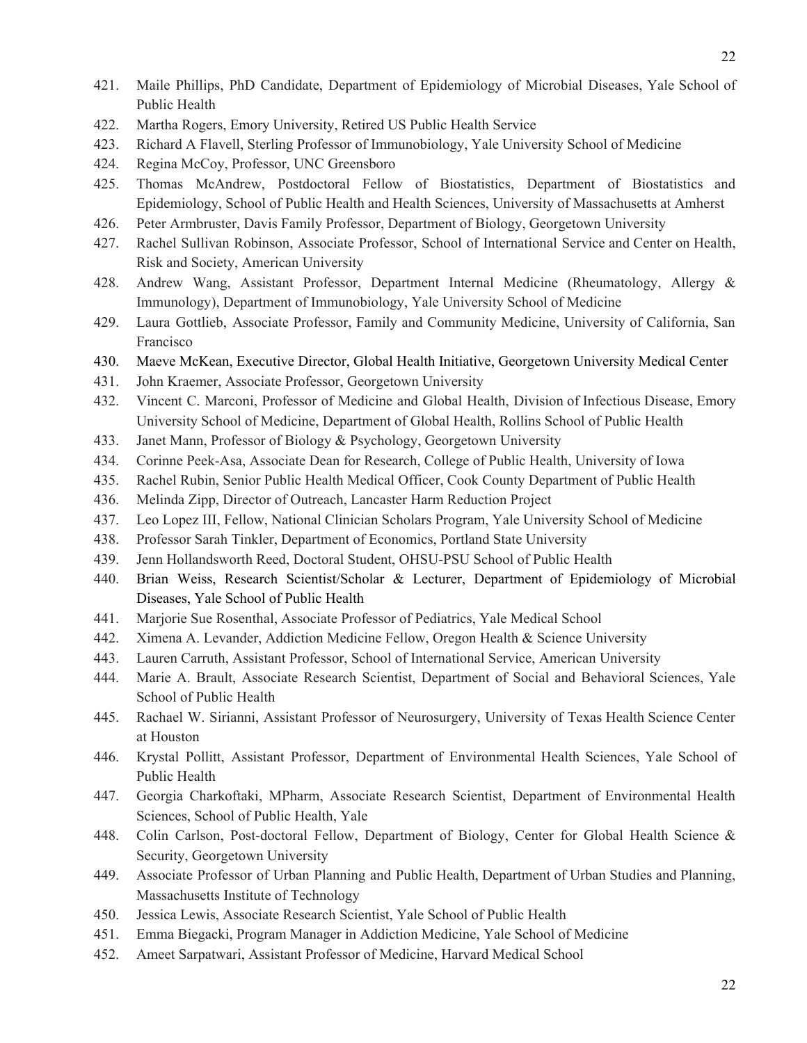421. Maile Phillips, PhD Candidate, Department of Epidemiology of Microbial Diseases, Yale School of Public Health
422. Martha Rogers, Emory University, Retired US Public Health Service
423. Richard A Flavell, Sterling Professor of Immunobiology, Yale University School of Medicine
424. Regina McCoy, Professor, UNC Greensboro
425. Thomas McAndrew, Postdoctoral Fellow of Biostatistics, Department of Biostatistics and Epidemiology, School of Public Health and Health Sciences, University of Massachusetts at Amherst
426. Peter Armbruster, Davis Family Professor, Department of Biology, Georgetown University
427. Rachel Sullivan Robinson, Associate Professor, School of International Service and Center on Health, Risk and Society, American University
428. Andrew Wang, Assistant Professor, Department Internal Medicine (Rheumatology, Allergy & Immunology), Department of Immunobiology, Yale University School of Medicine
429. Laura Gottlieb, Associate Professor, Family and Community Medicine, University of California, San Francisco
430. Maeve McKean, Executive Director, Global Health Initiative, Georgetown University Medical Center
431. John Kraemer, Associate Professor, Georgetown University
432. Vincent C. Marconi, Professor of Medicine and Global Health, Division of Infectious Disease, Emory University School of Medicine, Department of Global Health, Rollins School of Public Health
433. Janet Mann, Professor of Biology & Psychology, Georgetown University
434. Corinne Peek-Asa, Associate Dean for Research, College of Public Health, University of Iowa
435. Rachel Rubin, Senior Public Health Medical Officer, Cook County Department of Public Health
436. Melinda Zipp, Director of Outreach, Lancaster Harm Reduction Project
437. Leo Lopez III, Fellow, National Clinician Scholars Program, Yale University School of Medicine
438. Professor Sarah Tinkler, Department of Economics, Portland State University
439. Jenn Hollandsworth Reed, Doctoral Student, OHSU-PSU School of Public Health
440. Brian Weiss, Research Scientist/Scholar & Lecturer, Department of Epidemiology of Microbial Diseases, Yale School of Public Health
441. Marjorie Sue Rosenthal, Associate Professor of Pediatrics, Yale Medical School
442. Ximena A. Levander, Addiction Medicine Fellow, Oregon Health & Science University
443. Lauren Carruth, Assistant Professor, School of International Service, American University
444. Marie A. Brault, Associate Research Scientist, Department of Social and Behavioral Sciences, Yale School of Public Health
445. Rachael W. Sirianni, Assistant Professor of Neurosurgery, University of Texas Health Science Center at Houston
446. Krystal Pollitt, Assistant Professor, Department of Environmental Health Sciences, Yale School of Public Health
447. Georgia Charkoftaki, MPharm, Associate Research Scientist, Department of Environmental Health Sciences, School of Public Health, Yale
448. Colin Carlson, Post-doctoral Fellow, Department of Biology, Center for Global Health Science & Security, Georgetown University
449. Associate Professor of Urban Planning and Public Health, Department of Urban Studies and Planning, Massachusetts Institute of Technology
450. Jessica Lewis, Associate Research Scientist, Yale School of Public Health
451. Emma Biegacki, Program Manager in Addiction Medicine, Yale School of Medicine
452. Ameet Sarpatwari, Assistant Professor of Medicine, Harvard Medical School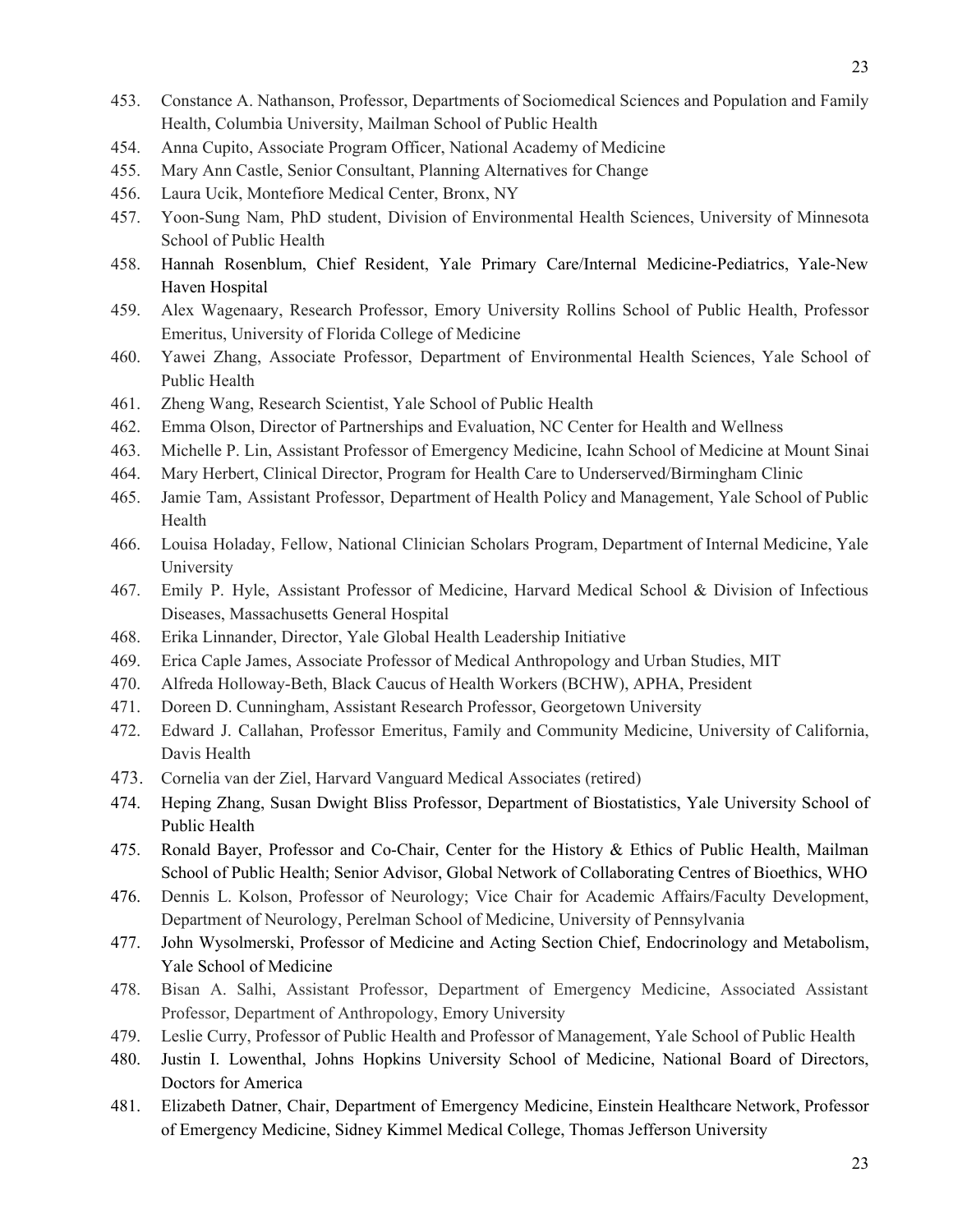453. Constance A. Nathanson, Professor, Departments of Sociomedical Sciences and Population and Family Health, Columbia University, Mailman School of Public Health
454. Anna Cupito, Associate Program Officer, National Academy of Medicine
455. Mary Ann Castle, Senior Consultant, Planning Alternatives for Change
456. Laura Ucik, Montefiore Medical Center, Bronx, NY
457. Yoon-Sung Nam, PhD student, Division of Environmental Health Sciences, University of Minnesota School of Public Health
458. Hannah Rosenblum, Chief Resident, Yale Primary Care/Internal Medicine-Pediatrics, Yale-New Haven Hospital
459. Alex Wagenaary, Research Professor, Emory University Rollins School of Public Health, Professor Emeritus, University of Florida College of Medicine
460. Yawei Zhang, Associate Professor, Department of Environmental Health Sciences, Yale School of Public Health
461. Zheng Wang, Research Scientist, Yale School of Public Health
462. Emma Olson, Director of Partnerships and Evaluation, NC Center for Health and Wellness
463. Michelle P. Lin, Assistant Professor of Emergency Medicine, Icahn School of Medicine at Mount Sinai
464. Mary Herbert, Clinical Director, Program for Health Care to Underserved/Birmingham Clinic
465. Jamie Tam, Assistant Professor, Department of Health Policy and Management, Yale School of Public Health
466. Louisa Holaday, Fellow, National Clinician Scholars Program, Department of Internal Medicine, Yale University
467. Emily P. Hyle, Assistant Professor of Medicine, Harvard Medical School & Division of Infectious Diseases, Massachusetts General Hospital
468. Erika Linnander, Director, Yale Global Health Leadership Initiative
469. Erica Caple James, Associate Professor of Medical Anthropology and Urban Studies, MIT
470. Alfreda Holloway-Beth, Black Caucus of Health Workers (BCHW), APHA, President
471. Doreen D. Cunningham, Assistant Research Professor, Georgetown University
472. Edward J. Callahan, Professor Emeritus, Family and Community Medicine, University of California, Davis Health
473. Cornelia van der Ziel, Harvard Vanguard Medical Associates (retired)
474. Heping Zhang, Susan Dwight Bliss Professor, Department of Biostatistics, Yale University School of Public Health
475. Ronald Bayer, Professor and Co-Chair, Center for the History & Ethics of Public Health, Mailman School of Public Health; Senior Advisor, Global Network of Collaborating Centres of Bioethics, WHO
476. Dennis L. Kolson, Professor of Neurology; Vice Chair for Academic Affairs/Faculty Development, Department of Neurology, Perelman School of Medicine, University of Pennsylvania
477. John Wysolmerski, Professor of Medicine and Acting Section Chief, Endocrinology and Metabolism, Yale School of Medicine
478. Bisan A. Salhi, Assistant Professor, Department of Emergency Medicine, Associated Assistant Professor, Department of Anthropology, Emory University
479. Leslie Curry, Professor of Public Health and Professor of Management, Yale School of Public Health
480. Justin I. Lowenthal, Johns Hopkins University School of Medicine, National Board of Directors, Doctors for America
481. Elizabeth Datner, Chair, Department of Emergency Medicine, Einstein Healthcare Network, Professor of Emergency Medicine, Sidney Kimmel Medical College, Thomas Jefferson University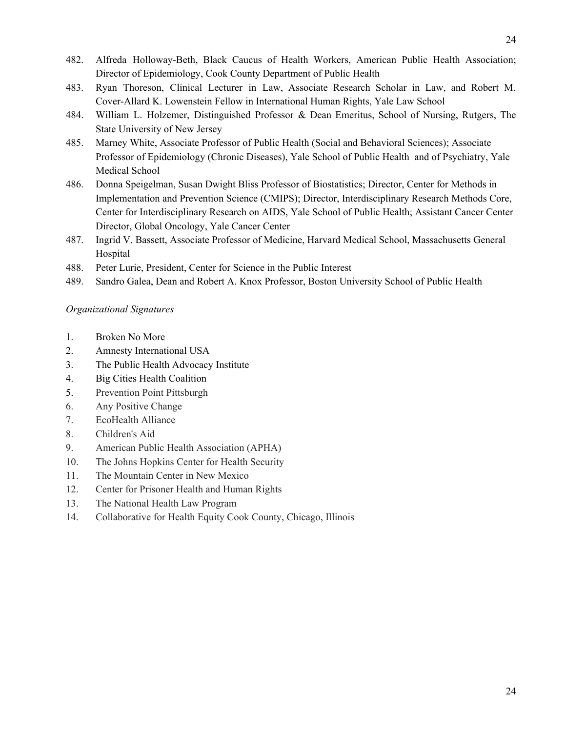482. Alfreda Holloway-Beth, Black Caucus of Health Workers, American Public Health Association; Director of Epidemiology, Cook County Department of Public Health
483. Ryan Thoreson, Clinical Lecturer in Law, Associate Research Scholar in Law, and Robert M. Cover-Allard K. Lowenstein Fellow in International Human Rights, Yale Law School
484. William L. Holzemer, Distinguished Professor & Dean Emeritus, School of Nursing, Rutgers, The State University of New Jersey
485. Marney White, Associate Professor of Public Health (Social and Behavioral Sciences); Associate Professor of Epidemiology (Chronic Diseases), Yale School of Public Health and of Psychiatry, Yale Medical School
486. Donna Speigelman, Susan Dwight Bliss Professor of Biostatistics; Director, Center for Methods in Implementation and Prevention Science (CMIPS); Director, Interdisciplinary Research Methods Core, Center for Interdisciplinary Research on AIDS, Yale School of Public Health; Assistant Cancer Center Director, Global Oncology, Yale Cancer Center
487. Ingrid V. Bassett, Associate Professor of Medicine, Harvard Medical School, Massachusetts General Hospital
488. Peter Lurie, President, Center for Science in the Public Interest
489. Sandro Galea, Dean and Robert A. Knox Professor, Boston University School of Public Health

*Organizational Signatures*

1. Broken No More
2. Amnesty International USA
3. The Public Health Advocacy Institute
4. Big Cities Health Coalition
5. Prevention Point Pittsburgh
6. Any Positive Change
7. EcoHealth Alliance
8. Children's Aid
9. American Public Health Association (APHA)
10. The Johns Hopkins Center for Health Security
11. The Mountain Center in New Mexico
12. Center for Prisoner Health and Human Rights
13. The National Health Law Program
14. Collaborative for Health Equity Cook County, Chicago, Illinois